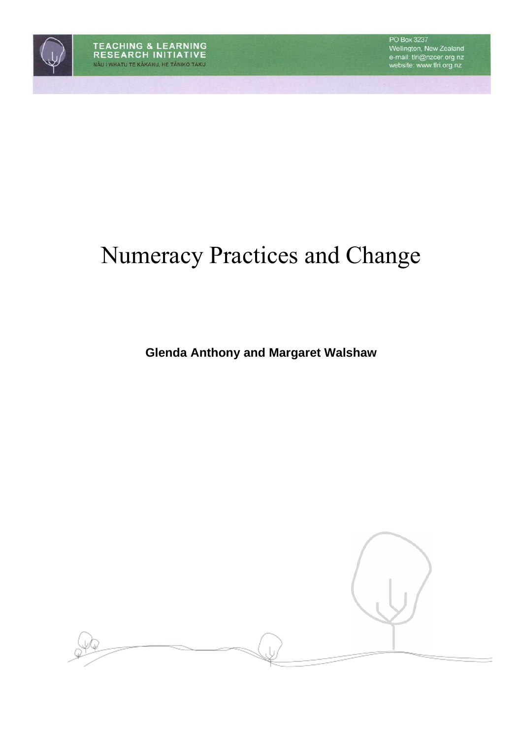TEACHING & LEARNING RESEARCH INITIATIVE

NĀU I WHATU TE KĀKAHU, HE TĀNIKO TAKU

PO Box 3237
Wellington, New Zealand
e-mail: tlri@nzcer.org.nz
website: www.tlri.org.nz

# Numeracy Practices and Change

**Glenda Anthony and Margaret Walshaw**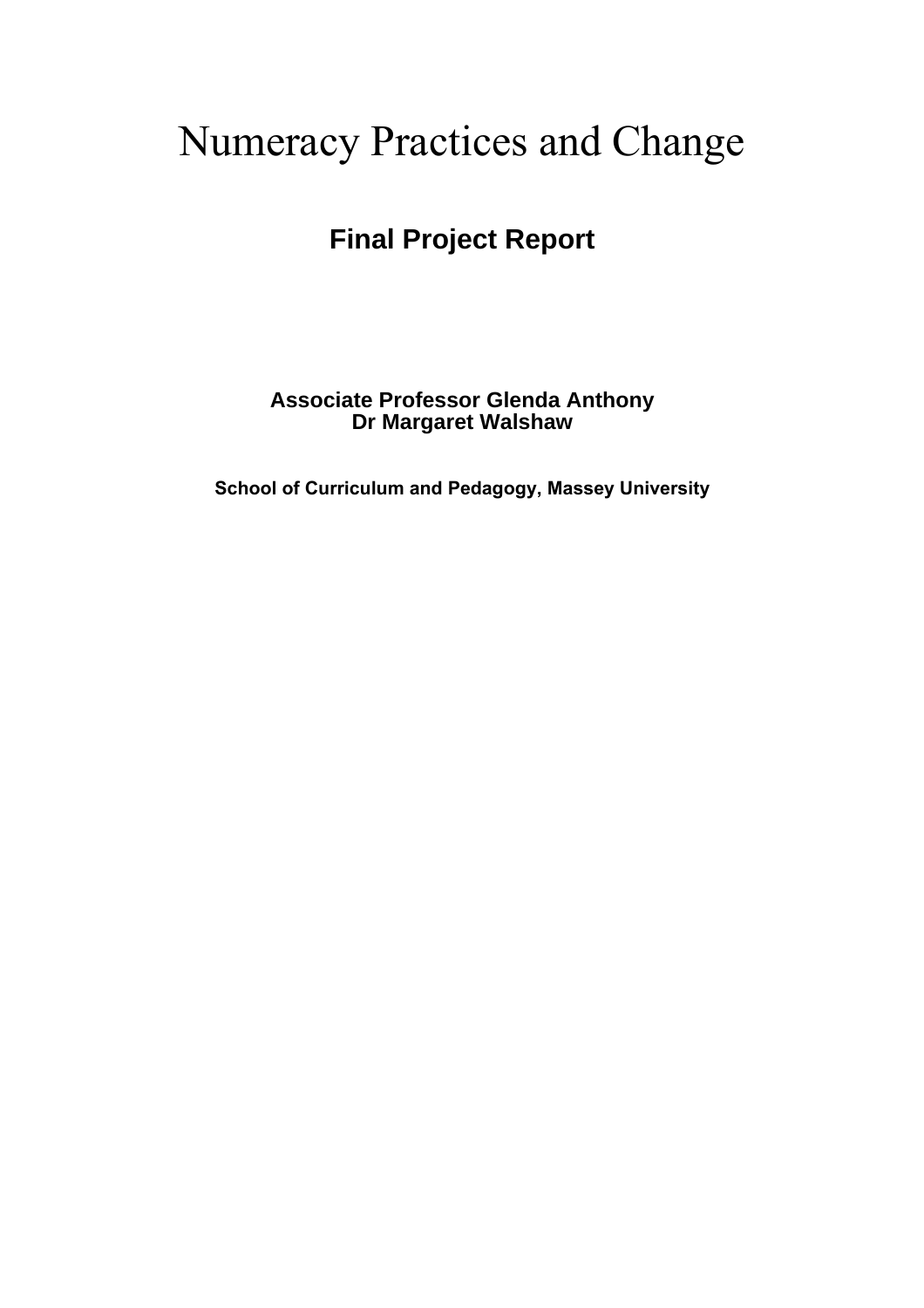# Numeracy Practices and Change

## Final Project Report

**Associate Professor Glenda Anthony**
**Dr Margaret Walshaw**

**School of Curriculum and Pedagogy, Massey University**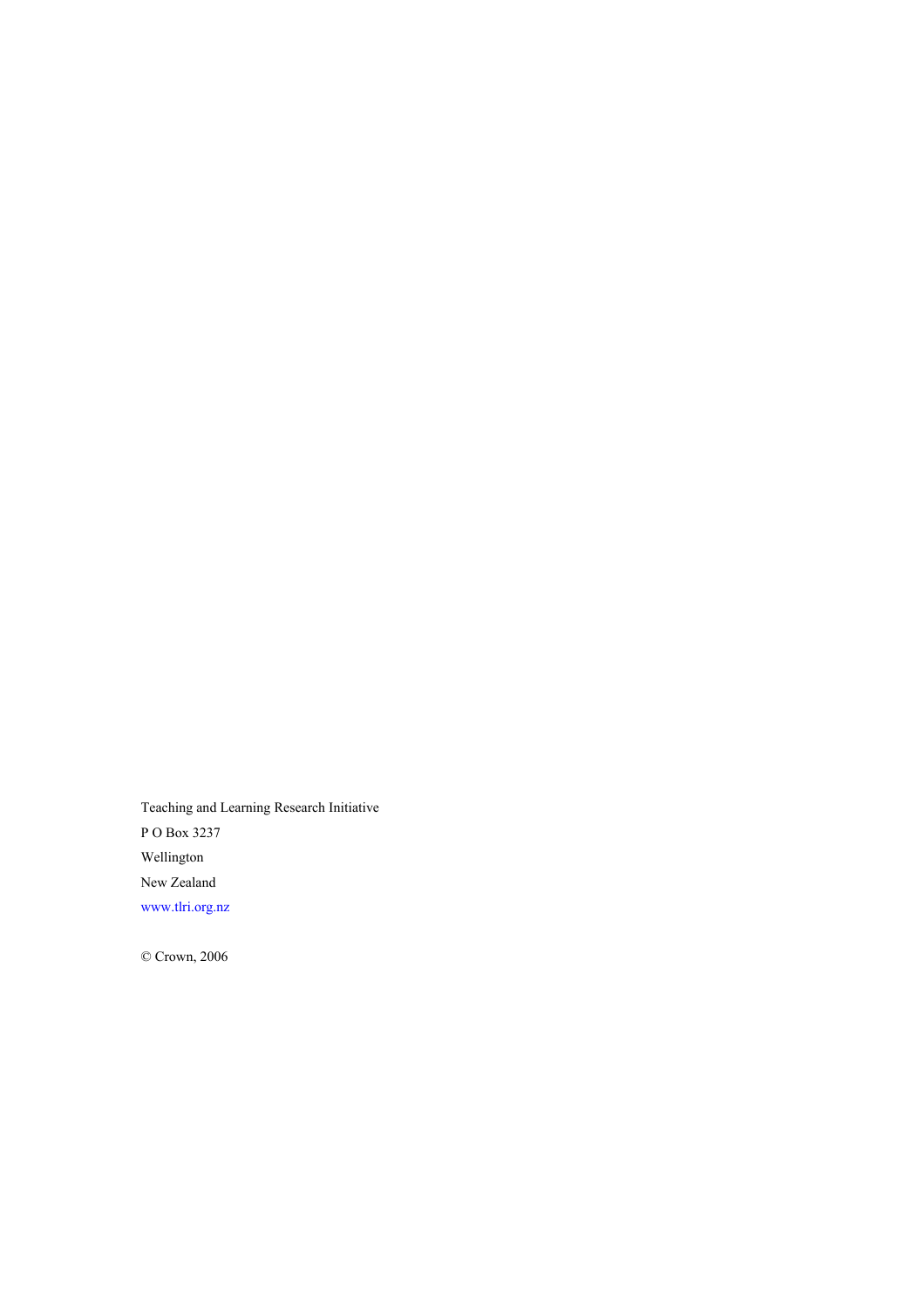Teaching and Learning Research Initiative

P O Box 3237

Wellington

New Zealand

www.tlri.org.nz

© Crown, 2006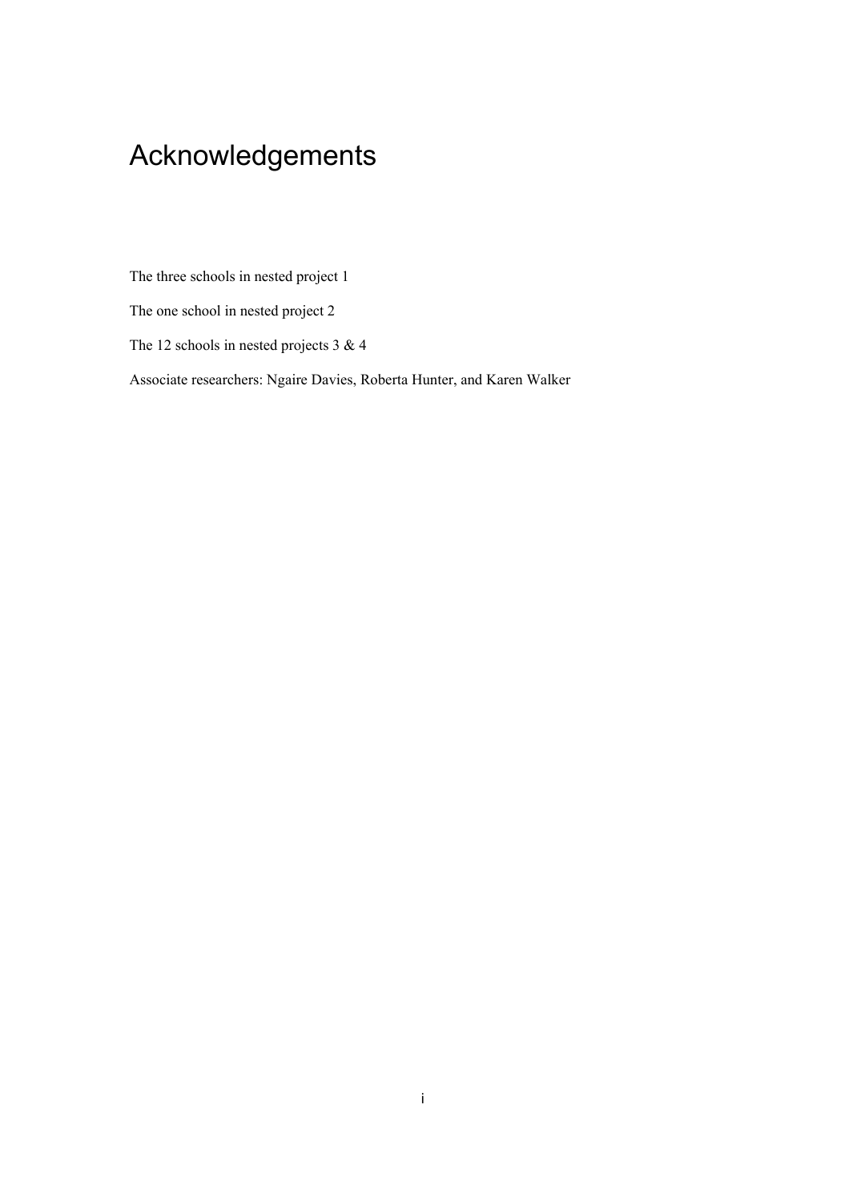# Acknowledgements

The three schools in nested project 1

The one school in nested project 2

The 12 schools in nested projects 3 & 4

Associate researchers: Ngaire Davies, Roberta Hunter, and Karen Walker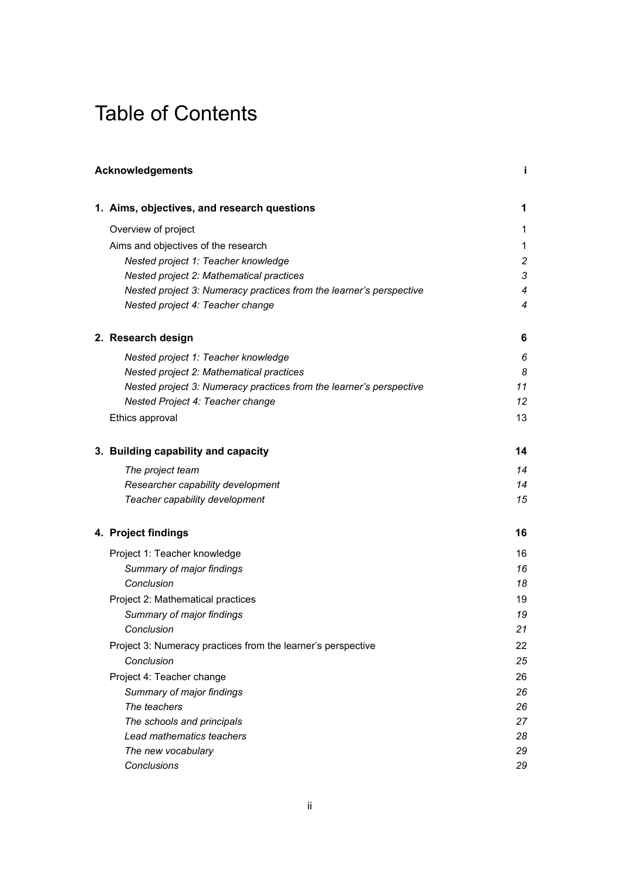# Table of Contents

| | |
|---|---|
| **Acknowledgements** | **i** |
| **1. Aims, objectives, and research questions** | **1** |
| Overview of project | 1 |
| Aims and objectives of the research | 1 |
| *Nested project 1: Teacher knowledge* | *2* |
| *Nested project 2: Mathematical practices* | *3* |
| *Nested project 3: Numeracy practices from the learner's perspective* | *4* |
| *Nested project 4: Teacher change* | *4* |
| **2. Research design** | **6** |
| *Nested project 1: Teacher knowledge* | *6* |
| *Nested project 2: Mathematical practices* | *8* |
| *Nested project 3: Numeracy practices from the learner's perspective* | *11* |
| *Nested Project 4: Teacher change* | *12* |
| Ethics approval | 13 |
| **3. Building capability and capacity** | **14** |
| *The project team* | *14* |
| *Researcher capability development* | *14* |
| *Teacher capability development* | *15* |
| **4. Project findings** | **16** |
| Project 1: Teacher knowledge | 16 |
| *Summary of major findings* | *16* |
| *Conclusion* | *18* |
| Project 2: Mathematical practices | 19 |
| *Summary of major findings* | *19* |
| *Conclusion* | *21* |
| Project 3: Numeracy practices from the learner's perspective | 22 |
| *Conclusion* | *25* |
| Project 4: Teacher change | 26 |
| *Summary of major findings* | *26* |
| *The teachers* | *26* |
| *The schools and principals* | *27* |
| *Lead mathematics teachers* | *28* |
| *The new vocabulary* | *29* |
| *Conclusions* | *29* |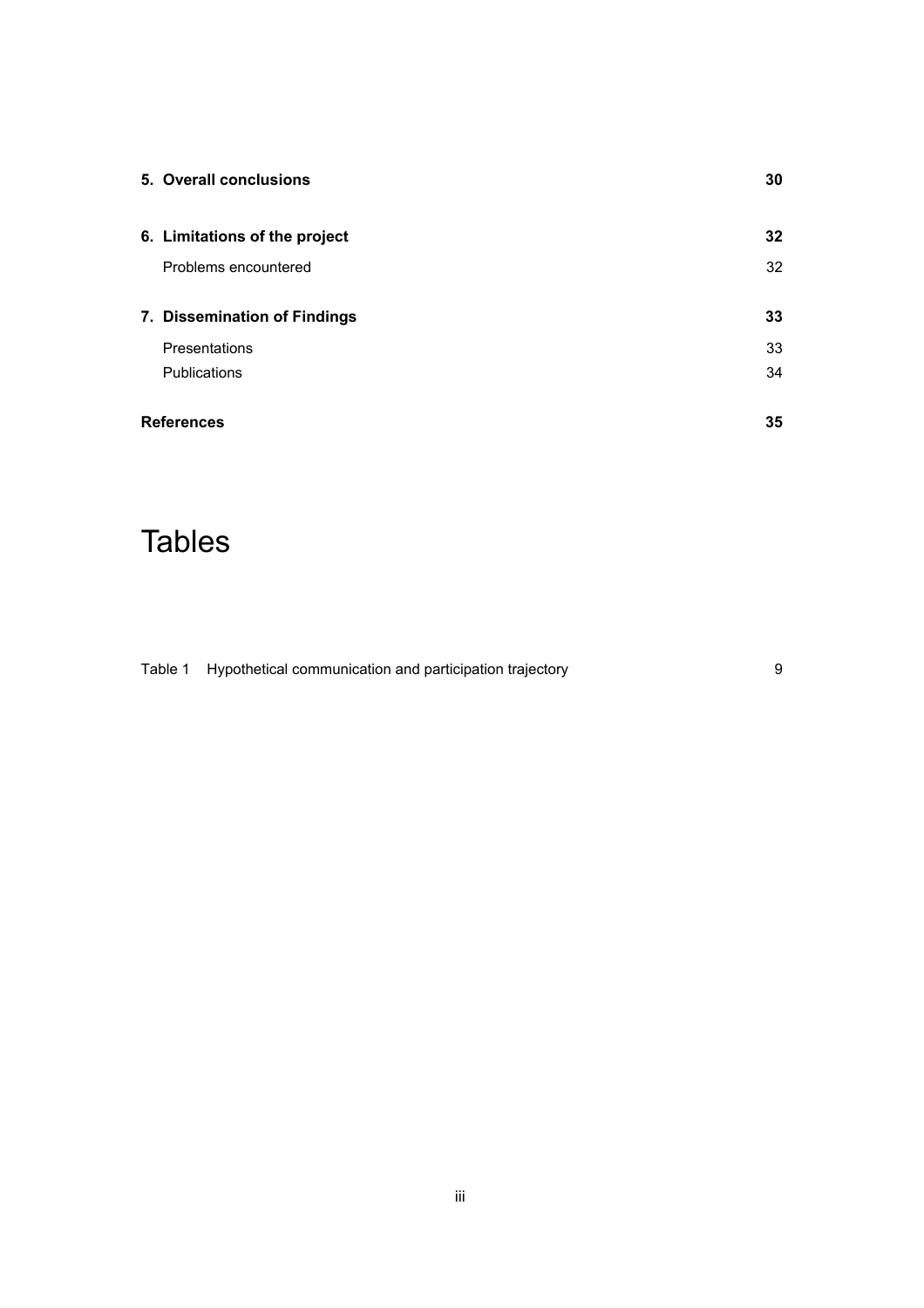| | |
|---|---|
| **5. Overall conclusions** | **30** |
| **6. Limitations of the project** | **32** |
| Problems encountered | 32 |
| **7. Dissemination of Findings** | **33** |
| Presentations | 33 |
| Publications | 34 |
| **References** | **35** |

# Tables

| | | |
|---|---|---|
| Table 1 | Hypothetical communication and participation trajectory | 9 |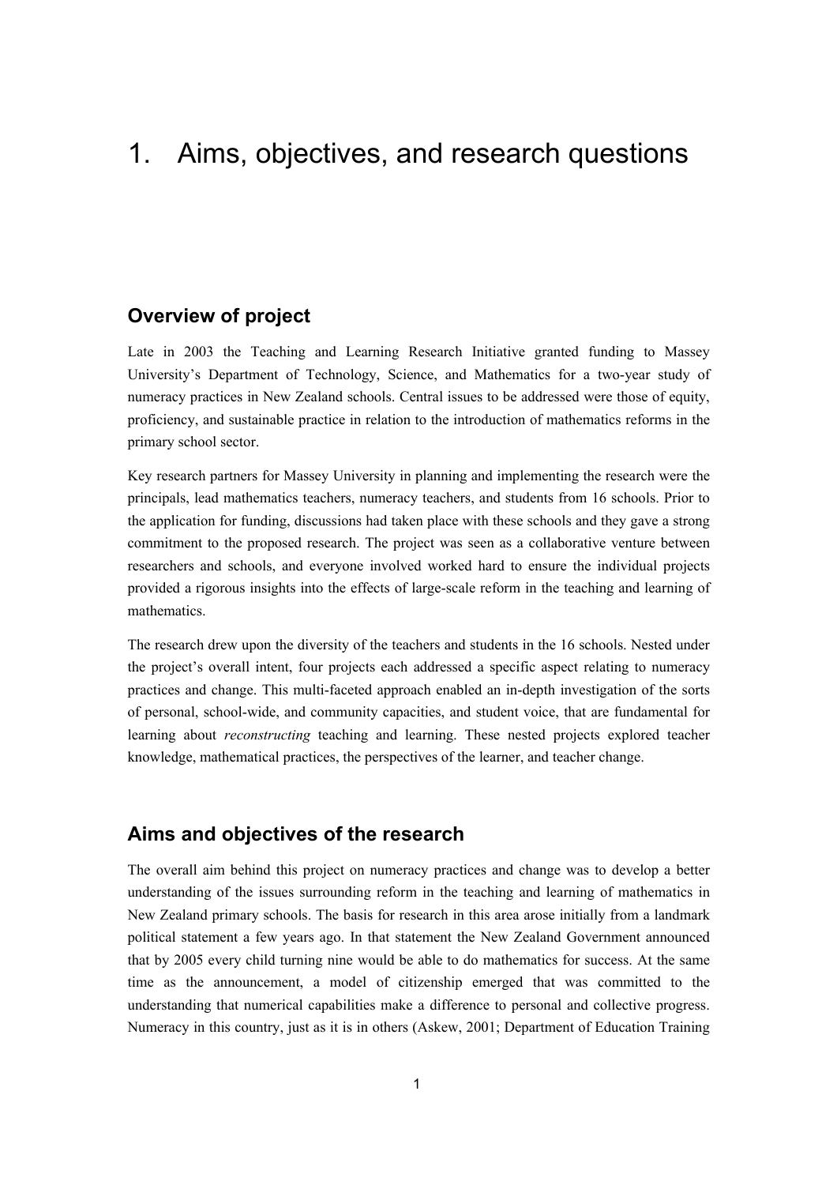# 1. Aims, objectives, and research questions

## Overview of project

Late in 2003 the Teaching and Learning Research Initiative granted funding to Massey University's Department of Technology, Science, and Mathematics for a two-year study of numeracy practices in New Zealand schools. Central issues to be addressed were those of equity, proficiency, and sustainable practice in relation to the introduction of mathematics reforms in the primary school sector.

Key research partners for Massey University in planning and implementing the research were the principals, lead mathematics teachers, numeracy teachers, and students from 16 schools. Prior to the application for funding, discussions had taken place with these schools and they gave a strong commitment to the proposed research. The project was seen as a collaborative venture between researchers and schools, and everyone involved worked hard to ensure the individual projects provided a rigorous insights into the effects of large-scale reform in the teaching and learning of mathematics.

The research drew upon the diversity of the teachers and students in the 16 schools. Nested under the project's overall intent, four projects each addressed a specific aspect relating to numeracy practices and change. This multi-faceted approach enabled an in-depth investigation of the sorts of personal, school-wide, and community capacities, and student voice, that are fundamental for learning about *reconstructing* teaching and learning. These nested projects explored teacher knowledge, mathematical practices, the perspectives of the learner, and teacher change.

## Aims and objectives of the research

The overall aim behind this project on numeracy practices and change was to develop a better understanding of the issues surrounding reform in the teaching and learning of mathematics in New Zealand primary schools. The basis for research in this area arose initially from a landmark political statement a few years ago. In that statement the New Zealand Government announced that by 2005 every child turning nine would be able to do mathematics for success. At the same time as the announcement, a model of citizenship emerged that was committed to the understanding that numerical capabilities make a difference to personal and collective progress. Numeracy in this country, just as it is in others (Askew, 2001; Department of Education Training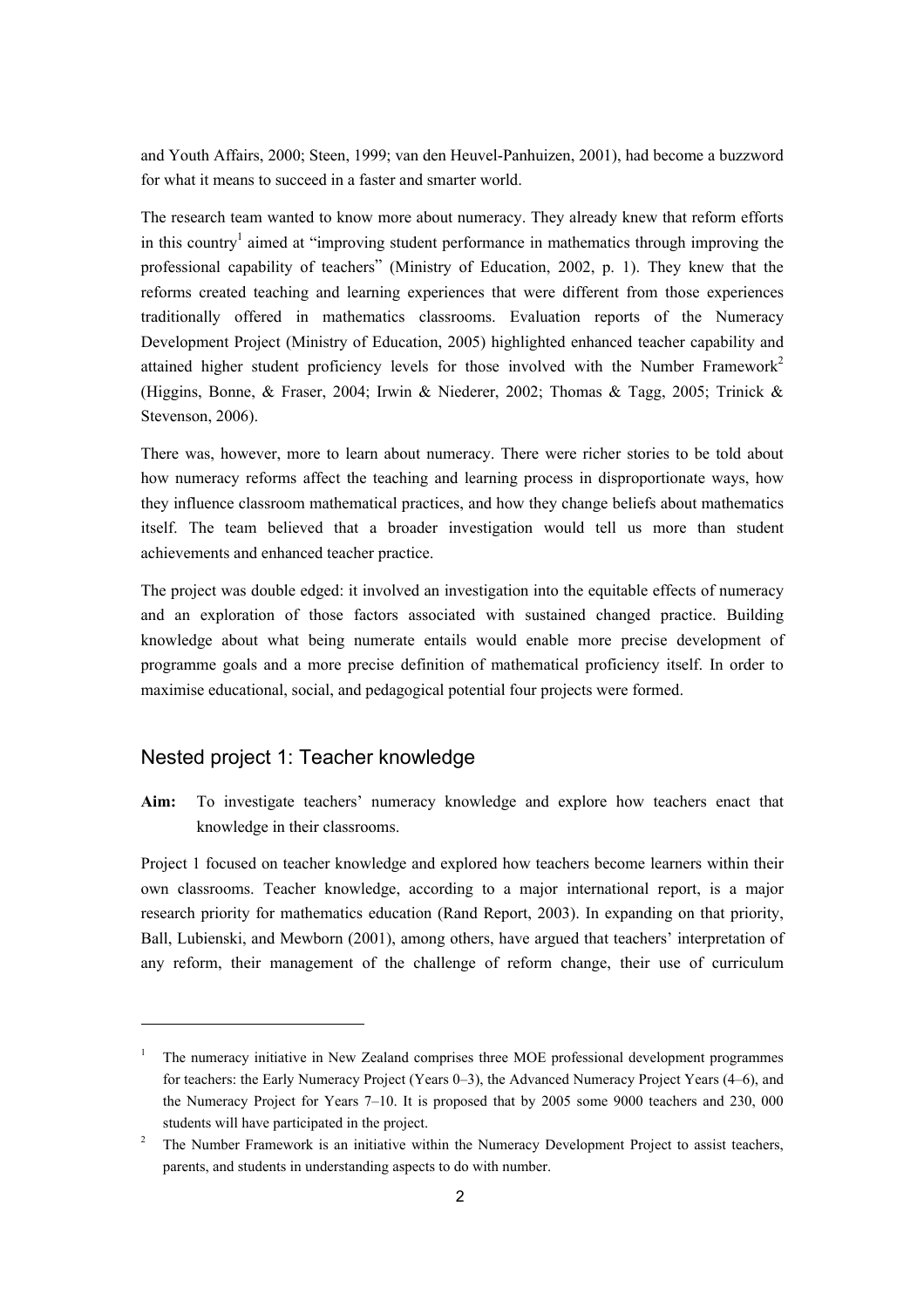and Youth Affairs, 2000; Steen, 1999; van den Heuvel-Panhuizen, 2001), had become a buzzword for what it means to succeed in a faster and smarter world.

The research team wanted to know more about numeracy. They already knew that reform efforts in this country[1] aimed at "improving student performance in mathematics through improving the professional capability of teachers" (Ministry of Education, 2002, p. 1). They knew that the reforms created teaching and learning experiences that were different from those experiences traditionally offered in mathematics classrooms. Evaluation reports of the Numeracy Development Project (Ministry of Education, 2005) highlighted enhanced teacher capability and attained higher student proficiency levels for those involved with the Number Framework[2] (Higgins, Bonne, & Fraser, 2004; Irwin & Niederer, 2002; Thomas & Tagg, 2005; Trinick & Stevenson, 2006).

There was, however, more to learn about numeracy. There were richer stories to be told about how numeracy reforms affect the teaching and learning process in disproportionate ways, how they influence classroom mathematical practices, and how they change beliefs about mathematics itself. The team believed that a broader investigation would tell us more than student achievements and enhanced teacher practice.

The project was double edged: it involved an investigation into the equitable effects of numeracy and an exploration of those factors associated with sustained changed practice. Building knowledge about what being numerate entails would enable more precise development of programme goals and a more precise definition of mathematical proficiency itself. In order to maximise educational, social, and pedagogical potential four projects were formed.

## Nested project 1: Teacher knowledge

**Aim:** To investigate teachers' numeracy knowledge and explore how teachers enact that knowledge in their classrooms.

Project 1 focused on teacher knowledge and explored how teachers become learners within their own classrooms. Teacher knowledge, according to a major international report, is a major research priority for mathematics education (Rand Report, 2003). In expanding on that priority, Ball, Lubienski, and Mewborn (2001), among others, have argued that teachers' interpretation of any reform, their management of the challenge of reform change, their use of curriculum

---

[1] The numeracy initiative in New Zealand comprises three MOE professional development programmes for teachers: the Early Numeracy Project (Years 0–3), the Advanced Numeracy Project Years (4–6), and the Numeracy Project for Years 7–10. It is proposed that by 2005 some 9000 teachers and 230, 000 students will have participated in the project.

[2] The Number Framework is an initiative within the Numeracy Development Project to assist teachers, parents, and students in understanding aspects to do with number.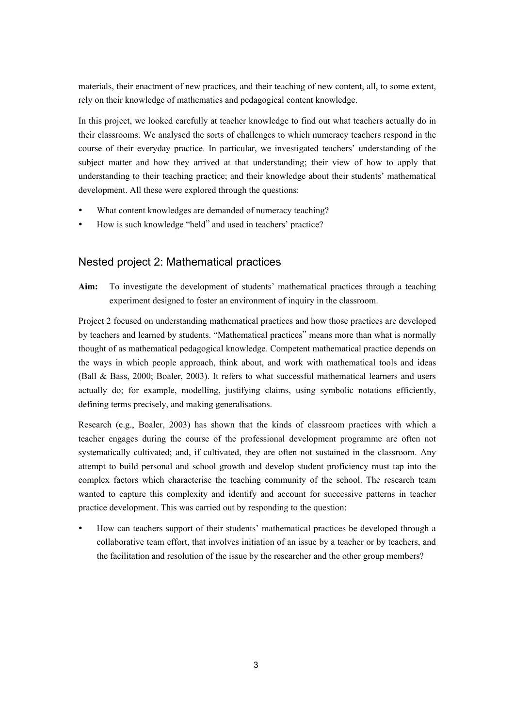materials, their enactment of new practices, and their teaching of new content, all, to some extent, rely on their knowledge of mathematics and pedagogical content knowledge.

In this project, we looked carefully at teacher knowledge to find out what teachers actually do in their classrooms. We analysed the sorts of challenges to which numeracy teachers respond in the course of their everyday practice. In particular, we investigated teachers' understanding of the subject matter and how they arrived at that understanding; their view of how to apply that understanding to their teaching practice; and their knowledge about their students' mathematical development. All these were explored through the questions:

- What content knowledges are demanded of numeracy teaching?
- How is such knowledge "held" and used in teachers' practice?

## Nested project 2: Mathematical practices

**Aim:** To investigate the development of students' mathematical practices through a teaching experiment designed to foster an environment of inquiry in the classroom.

Project 2 focused on understanding mathematical practices and how those practices are developed by teachers and learned by students. "Mathematical practices" means more than what is normally thought of as mathematical pedagogical knowledge. Competent mathematical practice depends on the ways in which people approach, think about, and work with mathematical tools and ideas (Ball & Bass, 2000; Boaler, 2003). It refers to what successful mathematical learners and users actually do; for example, modelling, justifying claims, using symbolic notations efficiently, defining terms precisely, and making generalisations.

Research (e.g., Boaler, 2003) has shown that the kinds of classroom practices with which a teacher engages during the course of the professional development programme are often not systematically cultivated; and, if cultivated, they are often not sustained in the classroom. Any attempt to build personal and school growth and develop student proficiency must tap into the complex factors which characterise the teaching community of the school. The research team wanted to capture this complexity and identify and account for successive patterns in teacher practice development. This was carried out by responding to the question:

- How can teachers support of their students' mathematical practices be developed through a collaborative team effort, that involves initiation of an issue by a teacher or by teachers, and the facilitation and resolution of the issue by the researcher and the other group members?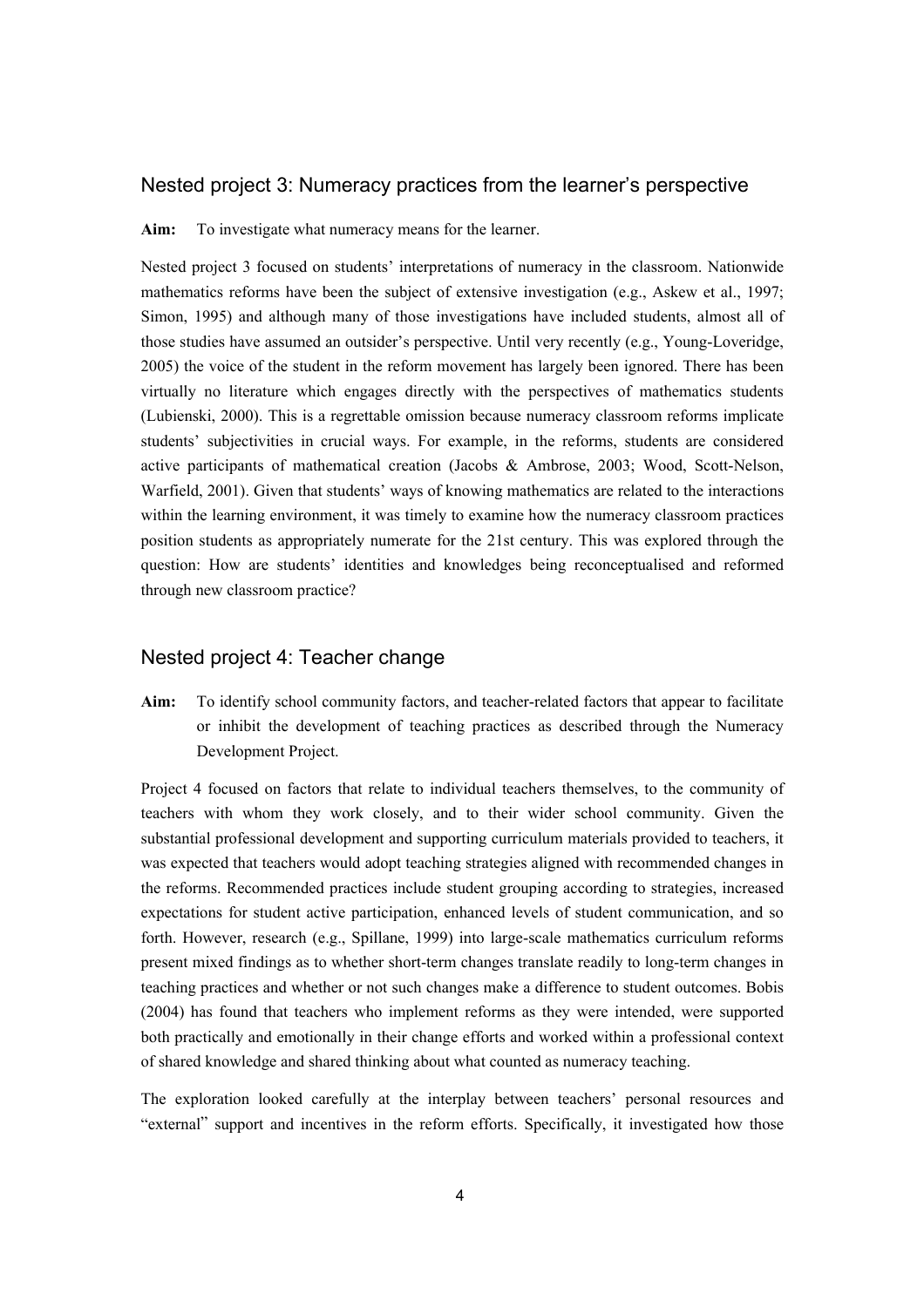## Nested project 3: Numeracy practices from the learner's perspective

**Aim:** To investigate what numeracy means for the learner.

Nested project 3 focused on students' interpretations of numeracy in the classroom. Nationwide mathematics reforms have been the subject of extensive investigation (e.g., Askew et al., 1997; Simon, 1995) and although many of those investigations have included students, almost all of those studies have assumed an outsider's perspective. Until very recently (e.g., Young-Loveridge, 2005) the voice of the student in the reform movement has largely been ignored. There has been virtually no literature which engages directly with the perspectives of mathematics students (Lubienski, 2000). This is a regrettable omission because numeracy classroom reforms implicate students' subjectivities in crucial ways. For example, in the reforms, students are considered active participants of mathematical creation (Jacobs & Ambrose, 2003; Wood, Scott-Nelson, Warfield, 2001). Given that students' ways of knowing mathematics are related to the interactions within the learning environment, it was timely to examine how the numeracy classroom practices position students as appropriately numerate for the 21st century. This was explored through the question: How are students' identities and knowledges being reconceptualised and reformed through new classroom practice?

## Nested project 4: Teacher change

**Aim:** To identify school community factors, and teacher-related factors that appear to facilitate or inhibit the development of teaching practices as described through the Numeracy Development Project.

Project 4 focused on factors that relate to individual teachers themselves, to the community of teachers with whom they work closely, and to their wider school community. Given the substantial professional development and supporting curriculum materials provided to teachers, it was expected that teachers would adopt teaching strategies aligned with recommended changes in the reforms. Recommended practices include student grouping according to strategies, increased expectations for student active participation, enhanced levels of student communication, and so forth. However, research (e.g., Spillane, 1999) into large-scale mathematics curriculum reforms present mixed findings as to whether short-term changes translate readily to long-term changes in teaching practices and whether or not such changes make a difference to student outcomes. Bobis (2004) has found that teachers who implement reforms as they were intended, were supported both practically and emotionally in their change efforts and worked within a professional context of shared knowledge and shared thinking about what counted as numeracy teaching.

The exploration looked carefully at the interplay between teachers' personal resources and "external" support and incentives in the reform efforts. Specifically, it investigated how those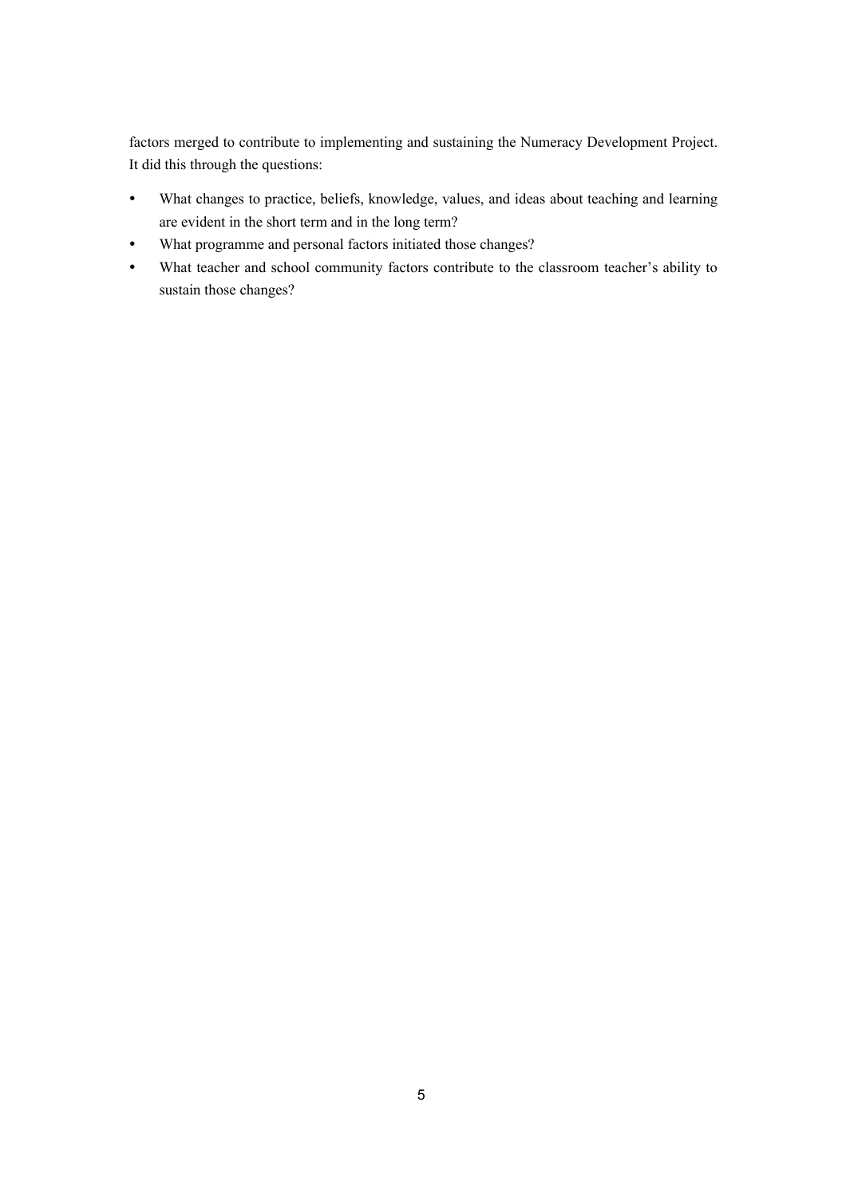factors merged to contribute to implementing and sustaining the Numeracy Development Project. It did this through the questions:

- What changes to practice, beliefs, knowledge, values, and ideas about teaching and learning are evident in the short term and in the long term?
- What programme and personal factors initiated those changes?
- What teacher and school community factors contribute to the classroom teacher's ability to sustain those changes?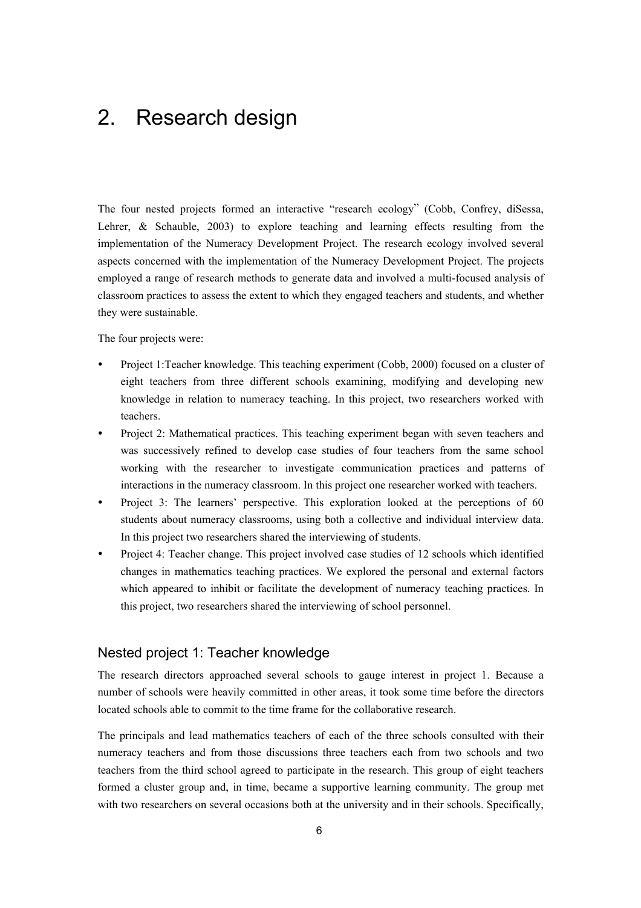# 2. Research design

The four nested projects formed an interactive "research ecology" (Cobb, Confrey, diSessa, Lehrer, & Schauble, 2003) to explore teaching and learning effects resulting from the implementation of the Numeracy Development Project. The research ecology involved several aspects concerned with the implementation of the Numeracy Development Project. The projects employed a range of research methods to generate data and involved a multi-focused analysis of classroom practices to assess the extent to which they engaged teachers and students, and whether they were sustainable.

The four projects were:

- Project 1:Teacher knowledge. This teaching experiment (Cobb, 2000) focused on a cluster of eight teachers from three different schools examining, modifying and developing new knowledge in relation to numeracy teaching. In this project, two researchers worked with teachers.
- Project 2: Mathematical practices. This teaching experiment began with seven teachers and was successively refined to develop case studies of four teachers from the same school working with the researcher to investigate communication practices and patterns of interactions in the numeracy classroom. In this project one researcher worked with teachers.
- Project 3: The learners' perspective. This exploration looked at the perceptions of 60 students about numeracy classrooms, using both a collective and individual interview data. In this project two researchers shared the interviewing of students.
- Project 4: Teacher change. This project involved case studies of 12 schools which identified changes in mathematics teaching practices. We explored the personal and external factors which appeared to inhibit or facilitate the development of numeracy teaching practices. In this project, two researchers shared the interviewing of school personnel.

## Nested project 1: Teacher knowledge

The research directors approached several schools to gauge interest in project 1. Because a number of schools were heavily committed in other areas, it took some time before the directors located schools able to commit to the time frame for the collaborative research.

The principals and lead mathematics teachers of each of the three schools consulted with their numeracy teachers and from those discussions three teachers each from two schools and two teachers from the third school agreed to participate in the research. This group of eight teachers formed a cluster group and, in time, became a supportive learning community. The group met with two researchers on several occasions both at the university and in their schools. Specifically,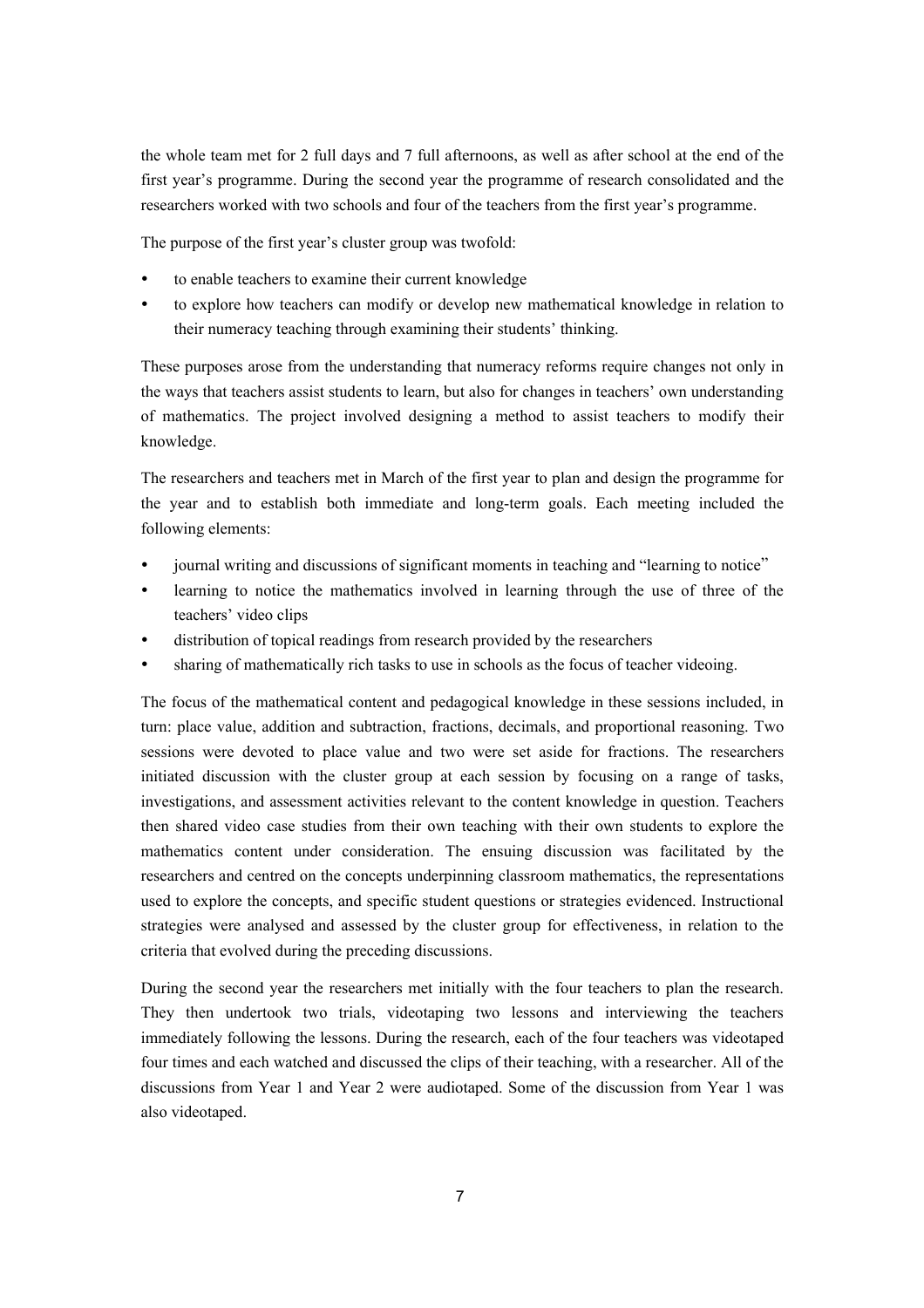the whole team met for 2 full days and 7 full afternoons, as well as after school at the end of the first year's programme. During the second year the programme of research consolidated and the researchers worked with two schools and four of the teachers from the first year's programme.

The purpose of the first year's cluster group was twofold:

- to enable teachers to examine their current knowledge
- to explore how teachers can modify or develop new mathematical knowledge in relation to their numeracy teaching through examining their students' thinking.

These purposes arose from the understanding that numeracy reforms require changes not only in the ways that teachers assist students to learn, but also for changes in teachers' own understanding of mathematics. The project involved designing a method to assist teachers to modify their knowledge.

The researchers and teachers met in March of the first year to plan and design the programme for the year and to establish both immediate and long-term goals. Each meeting included the following elements:

- journal writing and discussions of significant moments in teaching and "learning to notice"
- learning to notice the mathematics involved in learning through the use of three of the teachers' video clips
- distribution of topical readings from research provided by the researchers
- sharing of mathematically rich tasks to use in schools as the focus of teacher videoing.

The focus of the mathematical content and pedagogical knowledge in these sessions included, in turn: place value, addition and subtraction, fractions, decimals, and proportional reasoning. Two sessions were devoted to place value and two were set aside for fractions. The researchers initiated discussion with the cluster group at each session by focusing on a range of tasks, investigations, and assessment activities relevant to the content knowledge in question. Teachers then shared video case studies from their own teaching with their own students to explore the mathematics content under consideration. The ensuing discussion was facilitated by the researchers and centred on the concepts underpinning classroom mathematics, the representations used to explore the concepts, and specific student questions or strategies evidenced. Instructional strategies were analysed and assessed by the cluster group for effectiveness, in relation to the criteria that evolved during the preceding discussions.

During the second year the researchers met initially with the four teachers to plan the research. They then undertook two trials, videotaping two lessons and interviewing the teachers immediately following the lessons. During the research, each of the four teachers was videotaped four times and each watched and discussed the clips of their teaching, with a researcher. All of the discussions from Year 1 and Year 2 were audiotaped. Some of the discussion from Year 1 was also videotaped.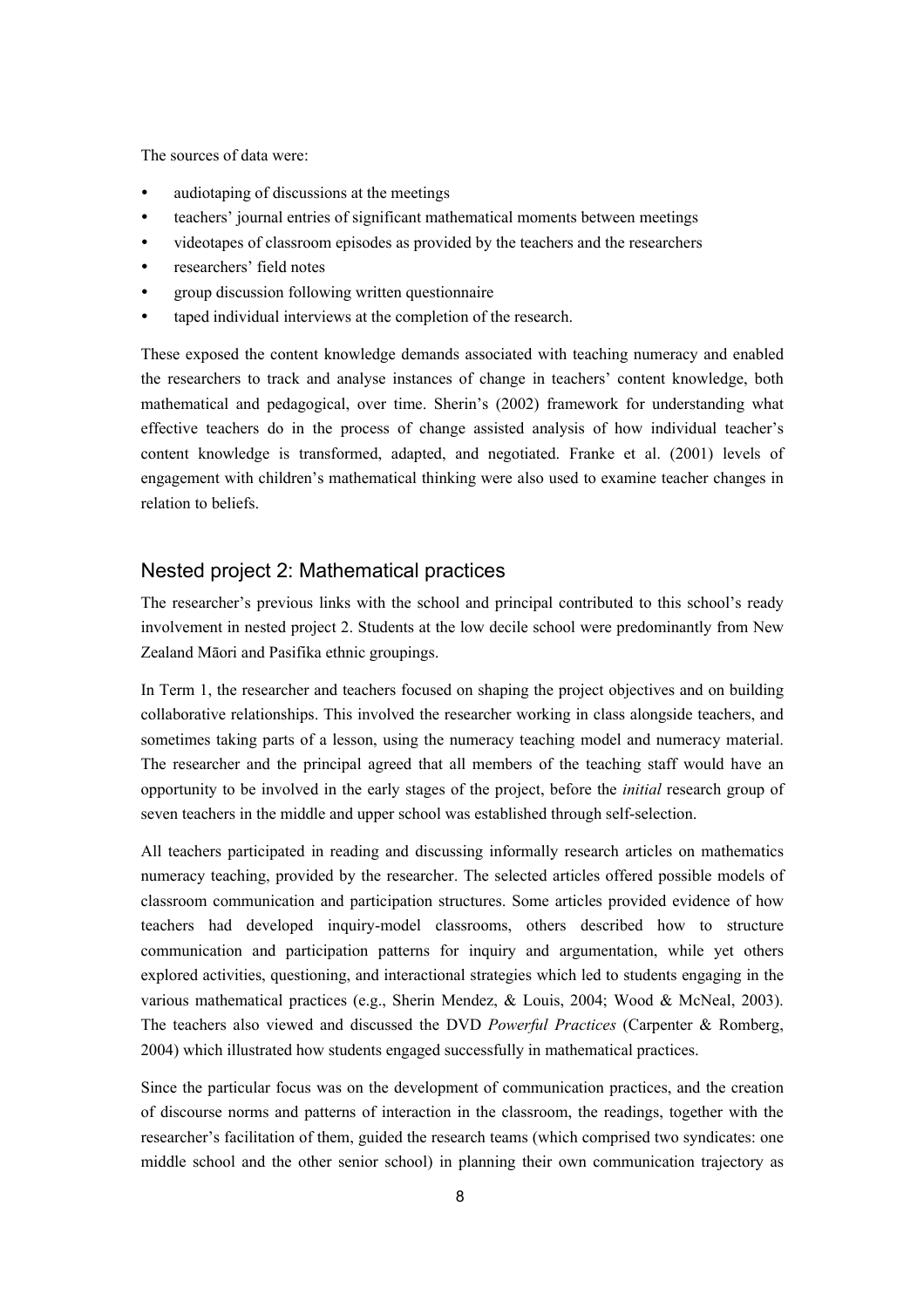The sources of data were:

- audiotaping of discussions at the meetings
- teachers' journal entries of significant mathematical moments between meetings
- videotapes of classroom episodes as provided by the teachers and the researchers
- researchers' field notes
- group discussion following written questionnaire
- taped individual interviews at the completion of the research.

These exposed the content knowledge demands associated with teaching numeracy and enabled the researchers to track and analyse instances of change in teachers' content knowledge, both mathematical and pedagogical, over time. Sherin's (2002) framework for understanding what effective teachers do in the process of change assisted analysis of how individual teacher's content knowledge is transformed, adapted, and negotiated. Franke et al. (2001) levels of engagement with children's mathematical thinking were also used to examine teacher changes in relation to beliefs.

## Nested project 2: Mathematical practices

The researcher's previous links with the school and principal contributed to this school's ready involvement in nested project 2. Students at the low decile school were predominantly from New Zealand Māori and Pasifika ethnic groupings.

In Term 1, the researcher and teachers focused on shaping the project objectives and on building collaborative relationships. This involved the researcher working in class alongside teachers, and sometimes taking parts of a lesson, using the numeracy teaching model and numeracy material. The researcher and the principal agreed that all members of the teaching staff would have an opportunity to be involved in the early stages of the project, before the *initial* research group of seven teachers in the middle and upper school was established through self-selection.

All teachers participated in reading and discussing informally research articles on mathematics numeracy teaching, provided by the researcher. The selected articles offered possible models of classroom communication and participation structures. Some articles provided evidence of how teachers had developed inquiry-model classrooms, others described how to structure communication and participation patterns for inquiry and argumentation, while yet others explored activities, questioning, and interactional strategies which led to students engaging in the various mathematical practices (e.g., Sherin Mendez, & Louis, 2004; Wood & McNeal, 2003). The teachers also viewed and discussed the DVD *Powerful Practices* (Carpenter & Romberg, 2004) which illustrated how students engaged successfully in mathematical practices.

Since the particular focus was on the development of communication practices, and the creation of discourse norms and patterns of interaction in the classroom, the readings, together with the researcher's facilitation of them, guided the research teams (which comprised two syndicates: one middle school and the other senior school) in planning their own communication trajectory as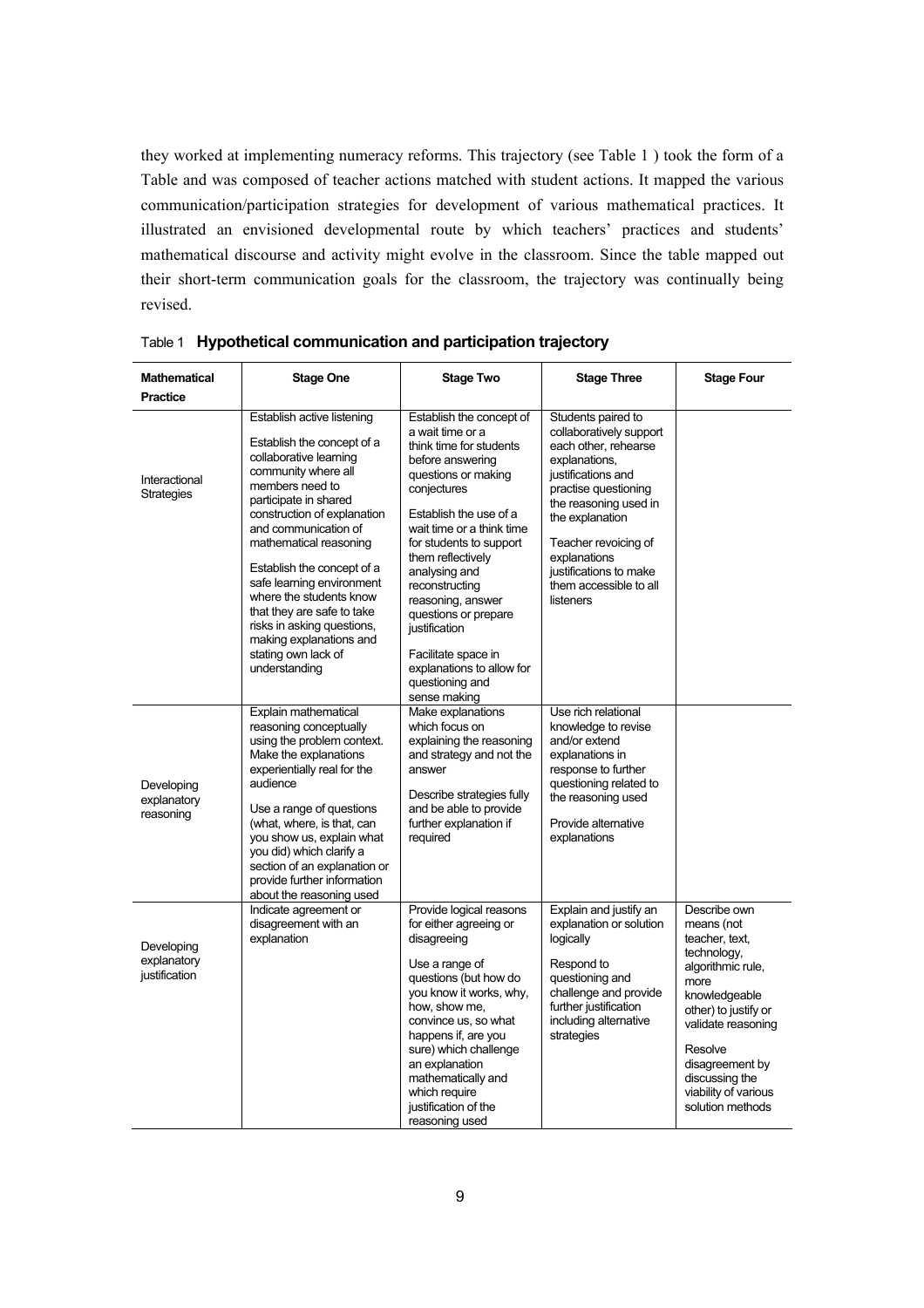they worked at implementing numeracy reforms. This trajectory (see Table 1 ) took the form of a Table and was composed of teacher actions matched with student actions. It mapped the various communication/participation strategies for development of various mathematical practices. It illustrated an envisioned developmental route by which teachers' practices and students' mathematical discourse and activity might evolve in the classroom. Since the table mapped out their short-term communication goals for the classroom, the trajectory was continually being revised.

Table 1 **Hypothetical communication and participation trajectory**

| **Mathematical Practice** | **Stage One** | **Stage Two** | **Stage Three** | **Stage Four** |
|---|---|---|---|---|
| Interactional Strategies | Establish active listening<br><br>Establish the concept of a collaborative learning community where all members need to participate in shared construction of explanation and communication of mathematical reasoning<br><br>Establish the concept of a safe learning environment where the students know that they are safe to take risks in asking questions, making explanations and stating own lack of understanding | Establish the concept of a wait time or a think time for students before answering questions or making conjectures<br><br>Establish the use of a wait time or a think time for students to support them reflectively analysing and reconstructing reasoning, answer questions or prepare justification<br><br>Facilitate space in explanations to allow for questioning and sense making | Students paired to collaboratively support each other, rehearse explanations, justifications and practise questioning the reasoning used in the explanation<br><br>Teacher revoicing of explanations justifications to make them accessible to all listeners | |
| Developing explanatory reasoning | Explain mathematical reasoning conceptually using the problem context. Make the explanations experientially real for the audience<br><br>Use a range of questions (what, where, is that, can you show us, explain what you did) which clarify a section of an explanation or provide further information about the reasoning used | Make explanations which focus on explaining the reasoning and strategy and not the answer<br><br>Describe strategies fully and be able to provide further explanation if required | Use rich relational knowledge to revise and/or extend explanations in response to further questioning related to the reasoning used<br><br>Provide alternative explanations | |
| Developing explanatory justification | Indicate agreement or disagreement with an explanation | Provide logical reasons for either agreeing or disagreeing<br><br>Use a range of questions (but how do you know it works, why, how, show me, convince us, so what happens if, are you sure) which challenge an explanation mathematically and which require justification of the reasoning used | Explain and justify an explanation or solution logically<br><br>Respond to questioning and challenge and provide further justification including alternative strategies | Describe own means (not teacher, text, technology, algorithmic rule, more knowledgeable other) to justify or validate reasoning<br><br>Resolve disagreement by discussing the viability of various solution methods |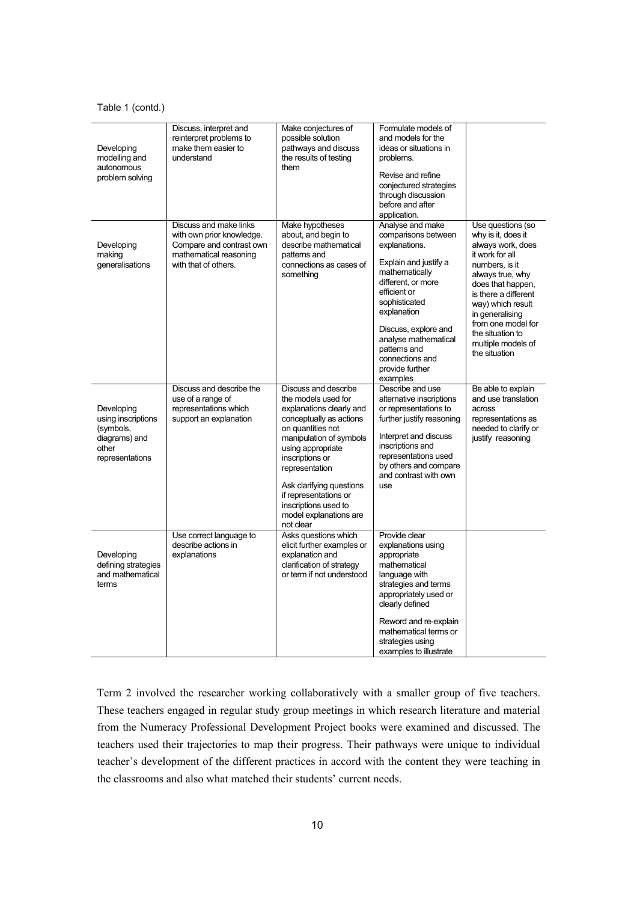Table 1 (contd.)

| | | | | |
|---|---|---|---|---|
| Developing modelling and autonomous problem solving | Discuss, interpret and reinterpret problems to make them easier to understand | Make conjectures of possible solution pathways and discuss the results of testing them | Formulate models of and models for the ideas or situations in problems.<br><br>Revise and refine conjectured strategies through discussion before and after application. | |
| Developing making generalisations | Discuss and make links with own prior knowledge. Compare and contrast own mathematical reasoning with that of others. | Make hypotheses about, and begin to describe mathematical patterns and connections as cases of something | Analyse and make comparisons between explanations.<br><br>Explain and justify a mathematically different, or more efficient or sophisticated explanation<br><br>Discuss, explore and analyse mathematical patterns and connections and provide further examples | Use questions (so why is it, does it always work, does it work for all numbers, is it always true, why does that happen, is there a different way) which result in generalising from one model for the situation to multiple models of the situation |
| Developing using inscriptions (symbols, diagrams) and other representations | Discuss and describe the use of a range of representations which support an explanation | Discuss and describe the models used for explanations clearly and conceptually as actions on quantities not manipulation of symbols using appropriate inscriptions or representation<br><br>Ask clarifying questions if representations or inscriptions used to model explanations are not clear | Describe and use alternative inscriptions or representations to further justify reasoning<br><br>Interpret and discuss inscriptions and representations used by others and compare and contrast with own use | Be able to explain and use translation across representations as needed to clarify or justify reasoning |
| Developing defining strategies and mathematical terms | Use correct language to describe actions in explanations | Asks questions which elicit further examples or explanation and clarification of strategy or term if not understood | Provide clear explanations using appropriate mathematical language with strategies and terms appropriately used or clearly defined<br><br>Reword and re-explain mathematical terms or strategies using examples to illustrate | |

Term 2 involved the researcher working collaboratively with a smaller group of five teachers. These teachers engaged in regular study group meetings in which research literature and material from the Numeracy Professional Development Project books were examined and discussed. The teachers used their trajectories to map their progress. Their pathways were unique to individual teacher's development of the different practices in accord with the content they were teaching in the classrooms and also what matched their students' current needs.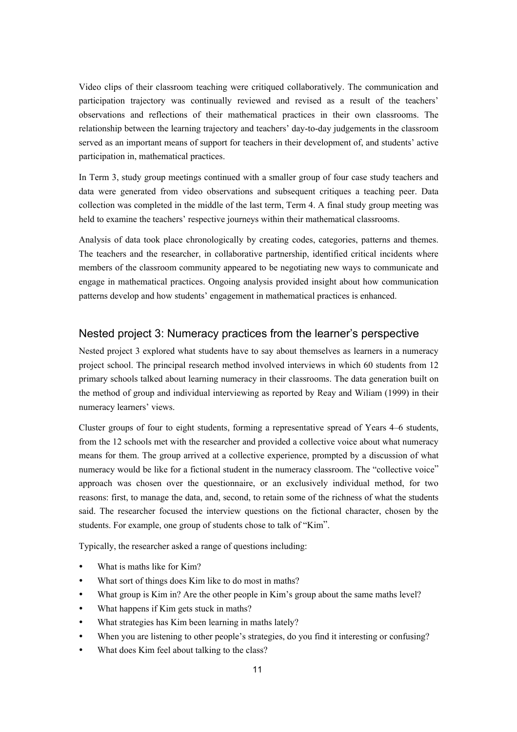Video clips of their classroom teaching were critiqued collaboratively. The communication and participation trajectory was continually reviewed and revised as a result of the teachers' observations and reflections of their mathematical practices in their own classrooms. The relationship between the learning trajectory and teachers' day-to-day judgements in the classroom served as an important means of support for teachers in their development of, and students' active participation in, mathematical practices.

In Term 3, study group meetings continued with a smaller group of four case study teachers and data were generated from video observations and subsequent critiques a teaching peer. Data collection was completed in the middle of the last term, Term 4. A final study group meeting was held to examine the teachers' respective journeys within their mathematical classrooms.

Analysis of data took place chronologically by creating codes, categories, patterns and themes. The teachers and the researcher, in collaborative partnership, identified critical incidents where members of the classroom community appeared to be negotiating new ways to communicate and engage in mathematical practices. Ongoing analysis provided insight about how communication patterns develop and how students' engagement in mathematical practices is enhanced.

## Nested project 3: Numeracy practices from the learner's perspective

Nested project 3 explored what students have to say about themselves as learners in a numeracy project school. The principal research method involved interviews in which 60 students from 12 primary schools talked about learning numeracy in their classrooms. The data generation built on the method of group and individual interviewing as reported by Reay and Wiliam (1999) in their numeracy learners' views.

Cluster groups of four to eight students, forming a representative spread of Years 4–6 students, from the 12 schools met with the researcher and provided a collective voice about what numeracy means for them. The group arrived at a collective experience, prompted by a discussion of what numeracy would be like for a fictional student in the numeracy classroom. The "collective voice" approach was chosen over the questionnaire, or an exclusively individual method, for two reasons: first, to manage the data, and, second, to retain some of the richness of what the students said. The researcher focused the interview questions on the fictional character, chosen by the students. For example, one group of students chose to talk of "Kim".

Typically, the researcher asked a range of questions including:

- What is maths like for Kim?
- What sort of things does Kim like to do most in maths?
- What group is Kim in? Are the other people in Kim's group about the same maths level?
- What happens if Kim gets stuck in maths?
- What strategies has Kim been learning in maths lately?
- When you are listening to other people's strategies, do you find it interesting or confusing?
- What does Kim feel about talking to the class?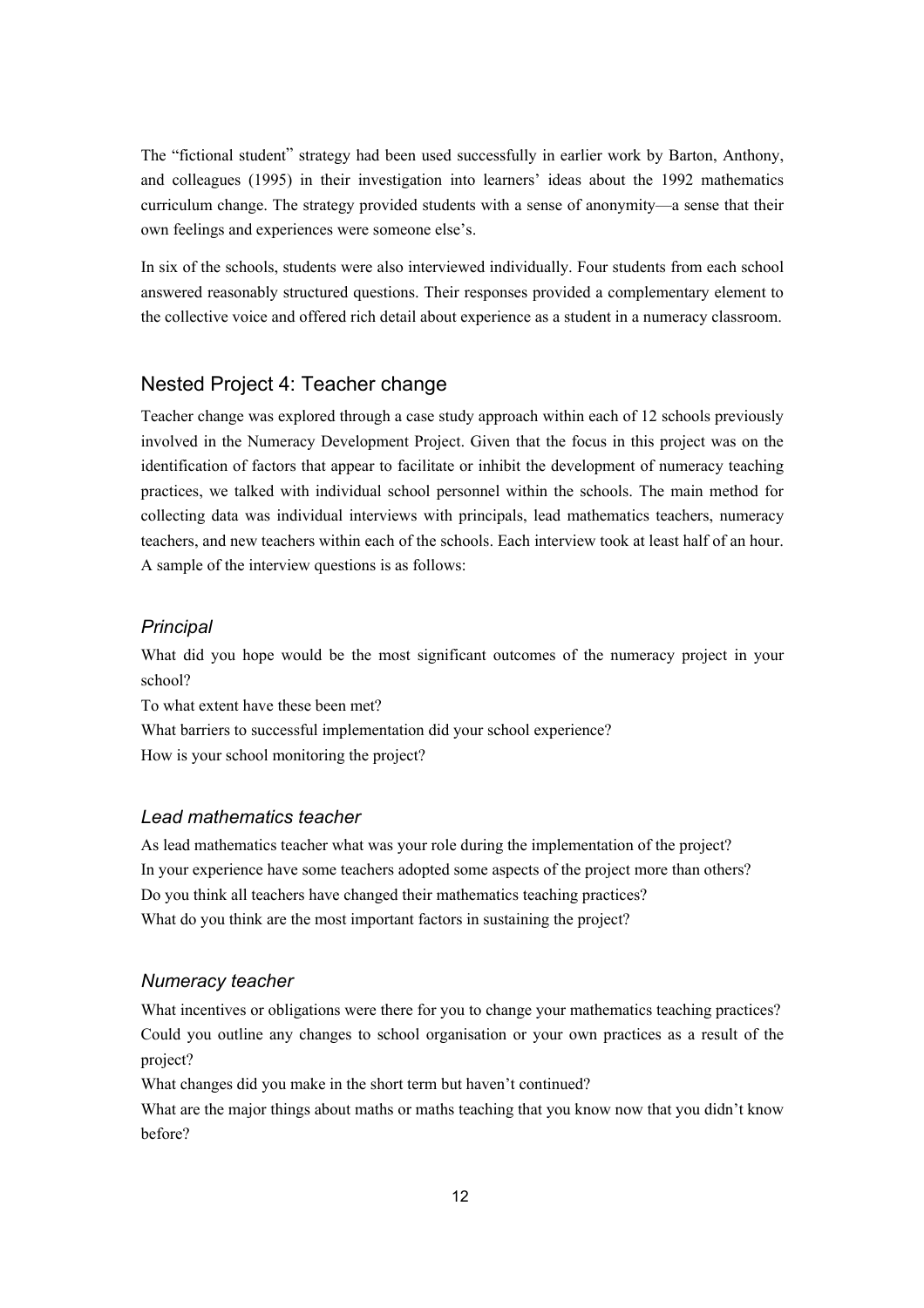The "fictional student" strategy had been used successfully in earlier work by Barton, Anthony, and colleagues (1995) in their investigation into learners' ideas about the 1992 mathematics curriculum change. The strategy provided students with a sense of anonymity—a sense that their own feelings and experiences were someone else's.

In six of the schools, students were also interviewed individually. Four students from each school answered reasonably structured questions. Their responses provided a complementary element to the collective voice and offered rich detail about experience as a student in a numeracy classroom.

## Nested Project 4: Teacher change

Teacher change was explored through a case study approach within each of 12 schools previously involved in the Numeracy Development Project. Given that the focus in this project was on the identification of factors that appear to facilitate or inhibit the development of numeracy teaching practices, we talked with individual school personnel within the schools. The main method for collecting data was individual interviews with principals, lead mathematics teachers, numeracy teachers, and new teachers within each of the schools. Each interview took at least half of an hour. A sample of the interview questions is as follows:

### *Principal*

What did you hope would be the most significant outcomes of the numeracy project in your school?

To what extent have these been met?

What barriers to successful implementation did your school experience?

How is your school monitoring the project?

### *Lead mathematics teacher*

As lead mathematics teacher what was your role during the implementation of the project?

In your experience have some teachers adopted some aspects of the project more than others?

Do you think all teachers have changed their mathematics teaching practices?

What do you think are the most important factors in sustaining the project?

### *Numeracy teacher*

What incentives or obligations were there for you to change your mathematics teaching practices?

Could you outline any changes to school organisation or your own practices as a result of the project?

What changes did you make in the short term but haven't continued?

What are the major things about maths or maths teaching that you know now that you didn't know before?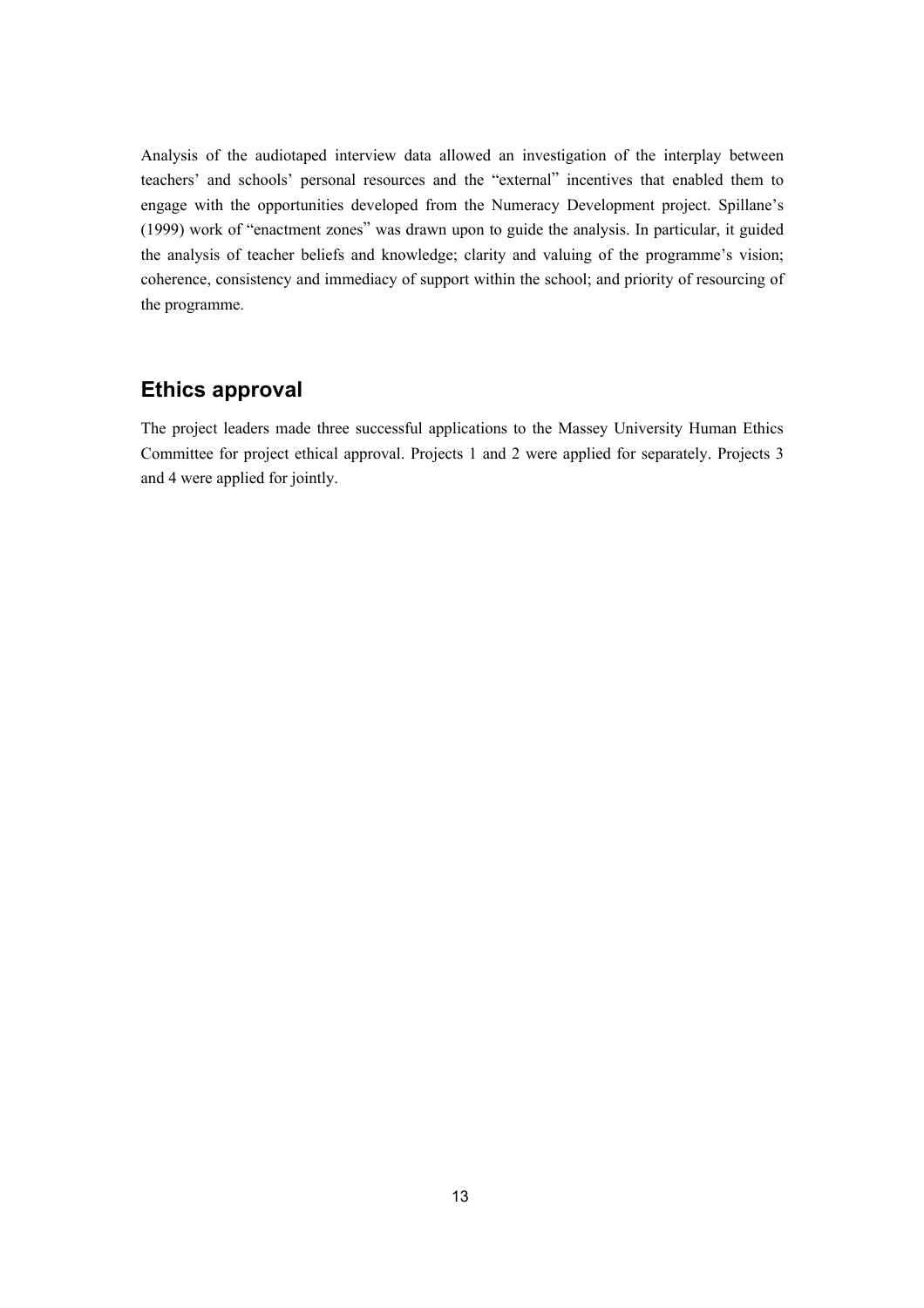Analysis of the audiotaped interview data allowed an investigation of the interplay between teachers' and schools' personal resources and the "external" incentives that enabled them to engage with the opportunities developed from the Numeracy Development project. Spillane's (1999) work of "enactment zones" was drawn upon to guide the analysis. In particular, it guided the analysis of teacher beliefs and knowledge; clarity and valuing of the programme's vision; coherence, consistency and immediacy of support within the school; and priority of resourcing of the programme.

## Ethics approval

The project leaders made three successful applications to the Massey University Human Ethics Committee for project ethical approval. Projects 1 and 2 were applied for separately. Projects 3 and 4 were applied for jointly.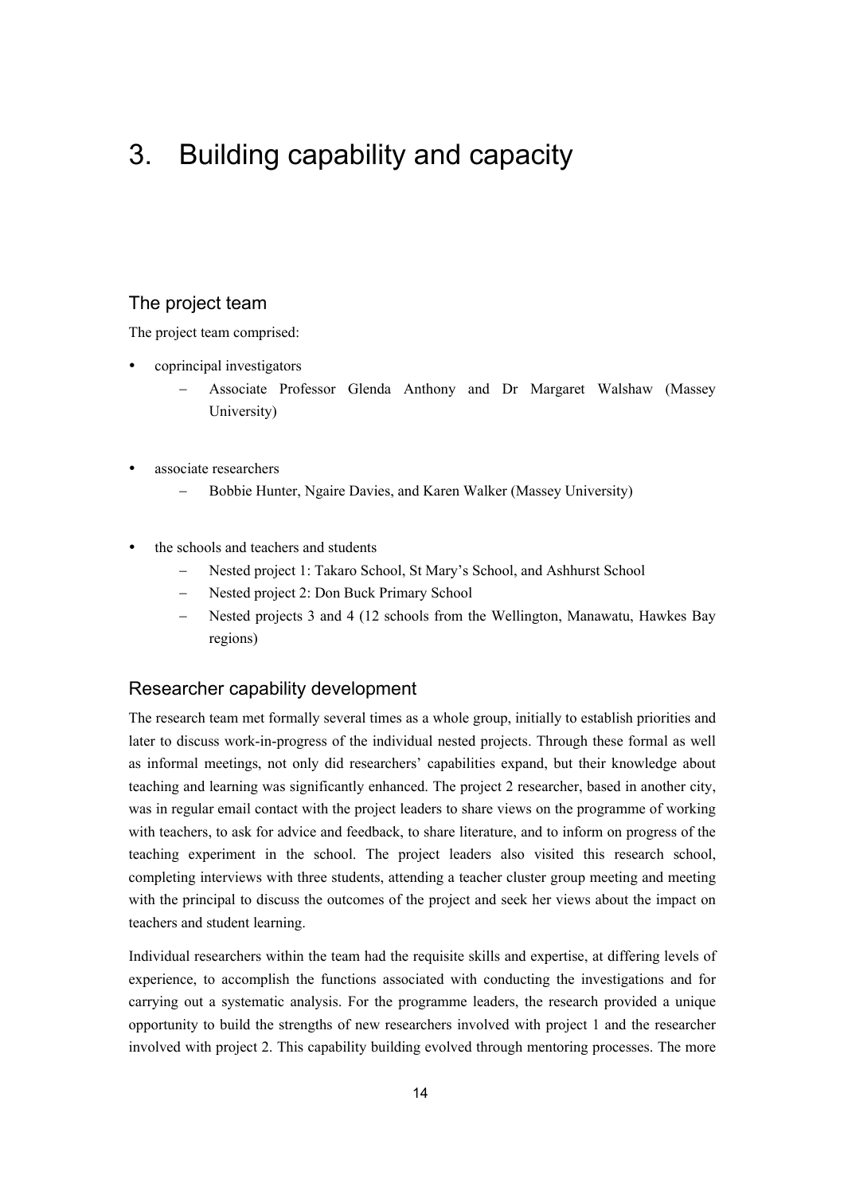# 3. Building capability and capacity

## The project team

The project team comprised:

- coprincipal investigators
  - Associate Professor Glenda Anthony and Dr Margaret Walshaw (Massey University)
- associate researchers
  - Bobbie Hunter, Ngaire Davies, and Karen Walker (Massey University)
- the schools and teachers and students
  - Nested project 1: Takaro School, St Mary's School, and Ashhurst School
  - Nested project 2: Don Buck Primary School
  - Nested projects 3 and 4 (12 schools from the Wellington, Manawatu, Hawkes Bay regions)

## Researcher capability development

The research team met formally several times as a whole group, initially to establish priorities and later to discuss work-in-progress of the individual nested projects. Through these formal as well as informal meetings, not only did researchers' capabilities expand, but their knowledge about teaching and learning was significantly enhanced. The project 2 researcher, based in another city, was in regular email contact with the project leaders to share views on the programme of working with teachers, to ask for advice and feedback, to share literature, and to inform on progress of the teaching experiment in the school. The project leaders also visited this research school, completing interviews with three students, attending a teacher cluster group meeting and meeting with the principal to discuss the outcomes of the project and seek her views about the impact on teachers and student learning.

Individual researchers within the team had the requisite skills and expertise, at differing levels of experience, to accomplish the functions associated with conducting the investigations and for carrying out a systematic analysis. For the programme leaders, the research provided a unique opportunity to build the strengths of new researchers involved with project 1 and the researcher involved with project 2. This capability building evolved through mentoring processes. The more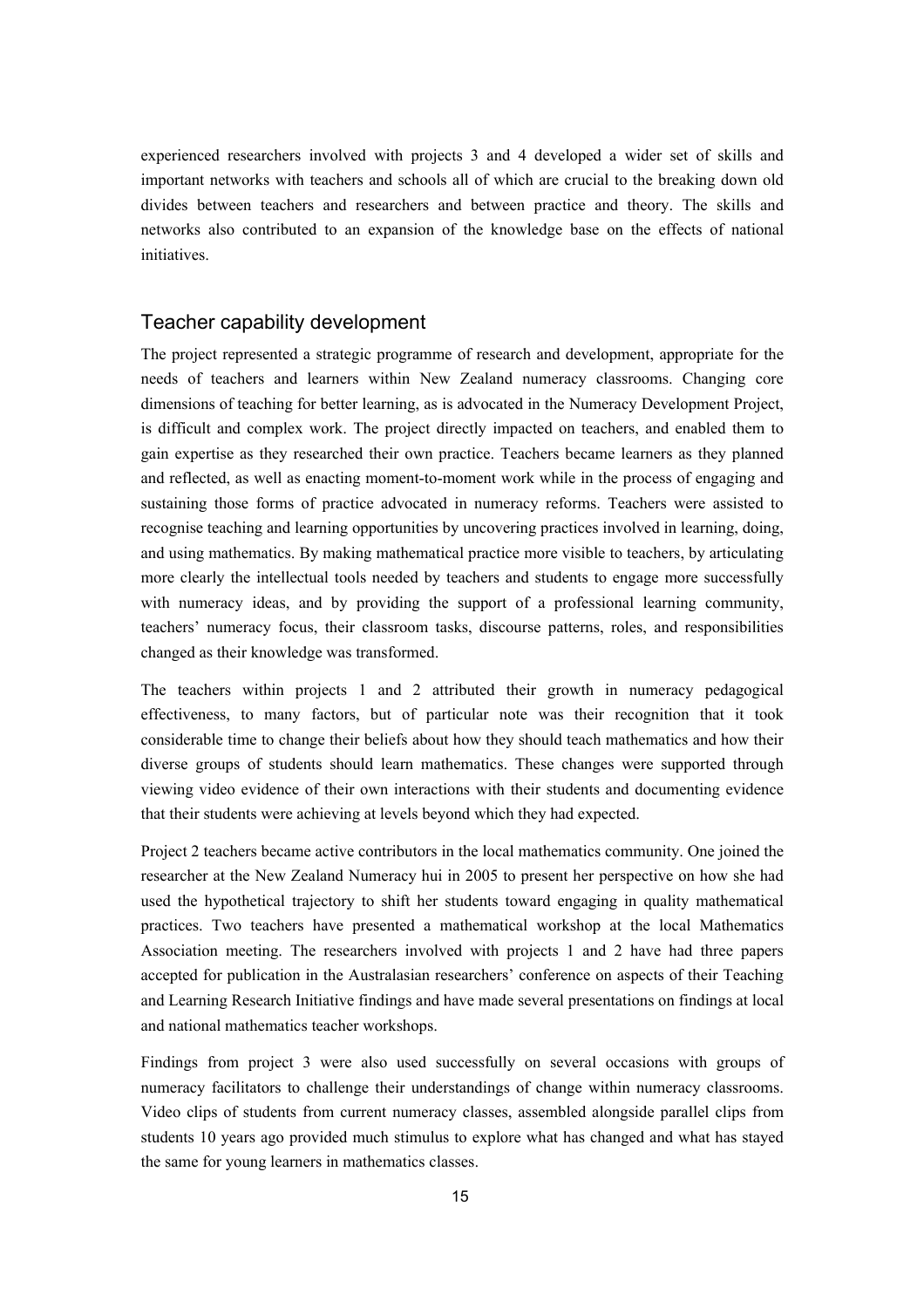experienced researchers involved with projects 3 and 4 developed a wider set of skills and important networks with teachers and schools all of which are crucial to the breaking down old divides between teachers and researchers and between practice and theory. The skills and networks also contributed to an expansion of the knowledge base on the effects of national initiatives.

## Teacher capability development

The project represented a strategic programme of research and development, appropriate for the needs of teachers and learners within New Zealand numeracy classrooms. Changing core dimensions of teaching for better learning, as is advocated in the Numeracy Development Project, is difficult and complex work. The project directly impacted on teachers, and enabled them to gain expertise as they researched their own practice. Teachers became learners as they planned and reflected, as well as enacting moment-to-moment work while in the process of engaging and sustaining those forms of practice advocated in numeracy reforms. Teachers were assisted to recognise teaching and learning opportunities by uncovering practices involved in learning, doing, and using mathematics. By making mathematical practice more visible to teachers, by articulating more clearly the intellectual tools needed by teachers and students to engage more successfully with numeracy ideas, and by providing the support of a professional learning community, teachers' numeracy focus, their classroom tasks, discourse patterns, roles, and responsibilities changed as their knowledge was transformed.

The teachers within projects 1 and 2 attributed their growth in numeracy pedagogical effectiveness, to many factors, but of particular note was their recognition that it took considerable time to change their beliefs about how they should teach mathematics and how their diverse groups of students should learn mathematics. These changes were supported through viewing video evidence of their own interactions with their students and documenting evidence that their students were achieving at levels beyond which they had expected.

Project 2 teachers became active contributors in the local mathematics community. One joined the researcher at the New Zealand Numeracy hui in 2005 to present her perspective on how she had used the hypothetical trajectory to shift her students toward engaging in quality mathematical practices. Two teachers have presented a mathematical workshop at the local Mathematics Association meeting. The researchers involved with projects 1 and 2 have had three papers accepted for publication in the Australasian researchers' conference on aspects of their Teaching and Learning Research Initiative findings and have made several presentations on findings at local and national mathematics teacher workshops.

Findings from project 3 were also used successfully on several occasions with groups of numeracy facilitators to challenge their understandings of change within numeracy classrooms. Video clips of students from current numeracy classes, assembled alongside parallel clips from students 10 years ago provided much stimulus to explore what has changed and what has stayed the same for young learners in mathematics classes.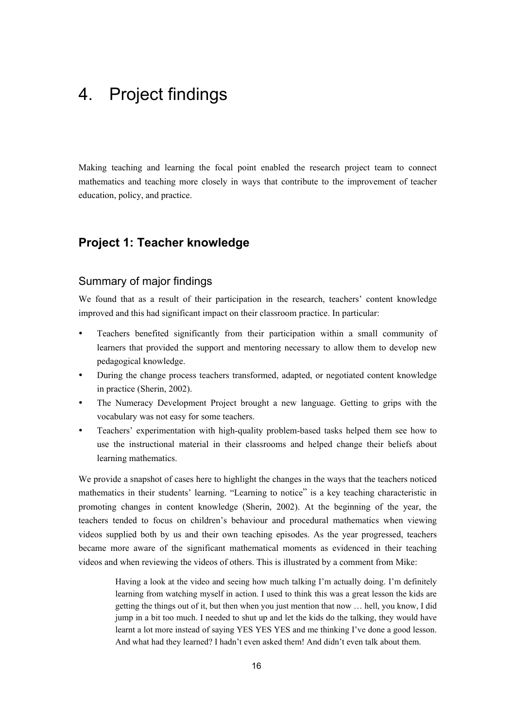// Page 22 of 43, document id 341ac8f994ca
# 4. Project findings

Making teaching and learning the focal point enabled the research project team to connect mathematics and teaching more closely in ways that contribute to the improvement of teacher education, policy, and practice.

## Project 1: Teacher knowledge

### Summary of major findings

We found that as a result of their participation in the research, teachers' content knowledge improved and this had significant impact on their classroom practice. In particular:

- Teachers benefited significantly from their participation within a small community of learners that provided the support and mentoring necessary to allow them to develop new pedagogical knowledge.
- During the change process teachers transformed, adapted, or negotiated content knowledge in practice (Sherin, 2002).
- The Numeracy Development Project brought a new language. Getting to grips with the vocabulary was not easy for some teachers.
- Teachers' experimentation with high-quality problem-based tasks helped them see how to use the instructional material in their classrooms and helped change their beliefs about learning mathematics.

We provide a snapshot of cases here to highlight the changes in the ways that the teachers noticed mathematics in their students' learning. "Learning to notice" is a key teaching characteristic in promoting changes in content knowledge (Sherin, 2002). At the beginning of the year, the teachers tended to focus on children's behaviour and procedural mathematics when viewing videos supplied both by us and their own teaching episodes. As the year progressed, teachers became more aware of the significant mathematical moments as evidenced in their teaching videos and when reviewing the videos of others. This is illustrated by a comment from Mike:

> Having a look at the video and seeing how much talking I'm actually doing. I'm definitely learning from watching myself in action. I used to think this was a great lesson the kids are getting the things out of it, but then when you just mention that now … hell, you know, I did jump in a bit too much. I needed to shut up and let the kids do the talking, they would have learnt a lot more instead of saying YES YES YES and me thinking I've done a good lesson. And what had they learned? I hadn't even asked them! And didn't even talk about them.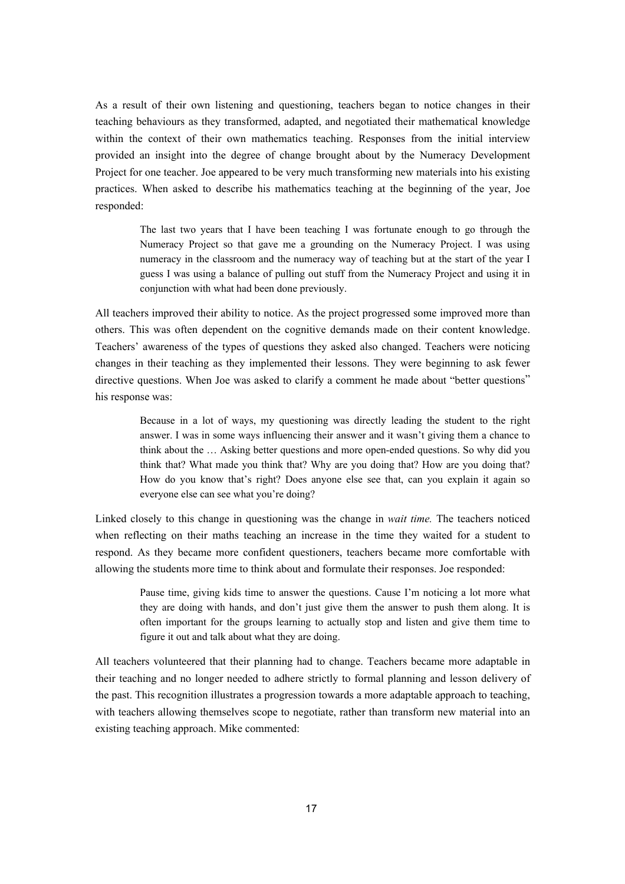As a result of their own listening and questioning, teachers began to notice changes in their teaching behaviours as they transformed, adapted, and negotiated their mathematical knowledge within the context of their own mathematics teaching. Responses from the initial interview provided an insight into the degree of change brought about by the Numeracy Development Project for one teacher. Joe appeared to be very much transforming new materials into his existing practices. When asked to describe his mathematics teaching at the beginning of the year, Joe responded:

> The last two years that I have been teaching I was fortunate enough to go through the Numeracy Project so that gave me a grounding on the Numeracy Project. I was using numeracy in the classroom and the numeracy way of teaching but at the start of the year I guess I was using a balance of pulling out stuff from the Numeracy Project and using it in conjunction with what had been done previously.

All teachers improved their ability to notice. As the project progressed some improved more than others. This was often dependent on the cognitive demands made on their content knowledge. Teachers' awareness of the types of questions they asked also changed. Teachers were noticing changes in their teaching as they implemented their lessons. They were beginning to ask fewer directive questions. When Joe was asked to clarify a comment he made about "better questions" his response was:

> Because in a lot of ways, my questioning was directly leading the student to the right answer. I was in some ways influencing their answer and it wasn't giving them a chance to think about the … Asking better questions and more open-ended questions. So why did you think that? What made you think that? Why are you doing that? How are you doing that? How do you know that's right? Does anyone else see that, can you explain it again so everyone else can see what you're doing?

Linked closely to this change in questioning was the change in *wait time.* The teachers noticed when reflecting on their maths teaching an increase in the time they waited for a student to respond. As they became more confident questioners, teachers became more comfortable with allowing the students more time to think about and formulate their responses. Joe responded:

> Pause time, giving kids time to answer the questions. Cause I'm noticing a lot more what they are doing with hands, and don't just give them the answer to push them along. It is often important for the groups learning to actually stop and listen and give them time to figure it out and talk about what they are doing.

All teachers volunteered that their planning had to change. Teachers became more adaptable in their teaching and no longer needed to adhere strictly to formal planning and lesson delivery of the past. This recognition illustrates a progression towards a more adaptable approach to teaching, with teachers allowing themselves scope to negotiate, rather than transform new material into an existing teaching approach. Mike commented: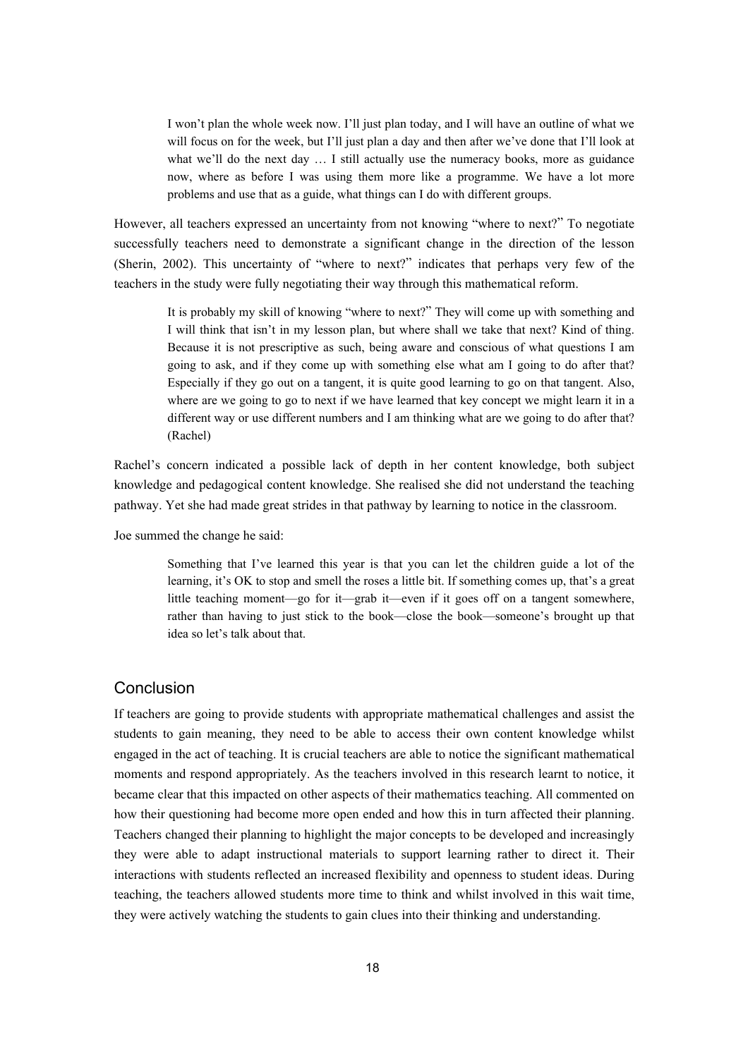> I won't plan the whole week now. I'll just plan today, and I will have an outline of what we will focus on for the week, but I'll just plan a day and then after we've done that I'll look at what we'll do the next day … I still actually use the numeracy books, more as guidance now, where as before I was using them more like a programme. We have a lot more problems and use that as a guide, what things can I do with different groups.

However, all teachers expressed an uncertainty from not knowing "where to next?" To negotiate successfully teachers need to demonstrate a significant change in the direction of the lesson (Sherin, 2002). This uncertainty of "where to next?" indicates that perhaps very few of the teachers in the study were fully negotiating their way through this mathematical reform.

> It is probably my skill of knowing "where to next?" They will come up with something and I will think that isn't in my lesson plan, but where shall we take that next? Kind of thing. Because it is not prescriptive as such, being aware and conscious of what questions I am going to ask, and if they come up with something else what am I going to do after that? Especially if they go out on a tangent, it is quite good learning to go on that tangent. Also, where are we going to go to next if we have learned that key concept we might learn it in a different way or use different numbers and I am thinking what are we going to do after that? (Rachel)

Rachel's concern indicated a possible lack of depth in her content knowledge, both subject knowledge and pedagogical content knowledge. She realised she did not understand the teaching pathway. Yet she had made great strides in that pathway by learning to notice in the classroom.

Joe summed the change he said:

> Something that I've learned this year is that you can let the children guide a lot of the learning, it's OK to stop and smell the roses a little bit. If something comes up, that's a great little teaching moment—go for it—grab it—even if it goes off on a tangent somewhere, rather than having to just stick to the book—close the book—someone's brought up that idea so let's talk about that.

## Conclusion

If teachers are going to provide students with appropriate mathematical challenges and assist the students to gain meaning, they need to be able to access their own content knowledge whilst engaged in the act of teaching. It is crucial teachers are able to notice the significant mathematical moments and respond appropriately. As the teachers involved in this research learnt to notice, it became clear that this impacted on other aspects of their mathematics teaching. All commented on how their questioning had become more open ended and how this in turn affected their planning. Teachers changed their planning to highlight the major concepts to be developed and increasingly they were able to adapt instructional materials to support learning rather to direct it. Their interactions with students reflected an increased flexibility and openness to student ideas. During teaching, the teachers allowed students more time to think and whilst involved in this wait time, they were actively watching the students to gain clues into their thinking and understanding.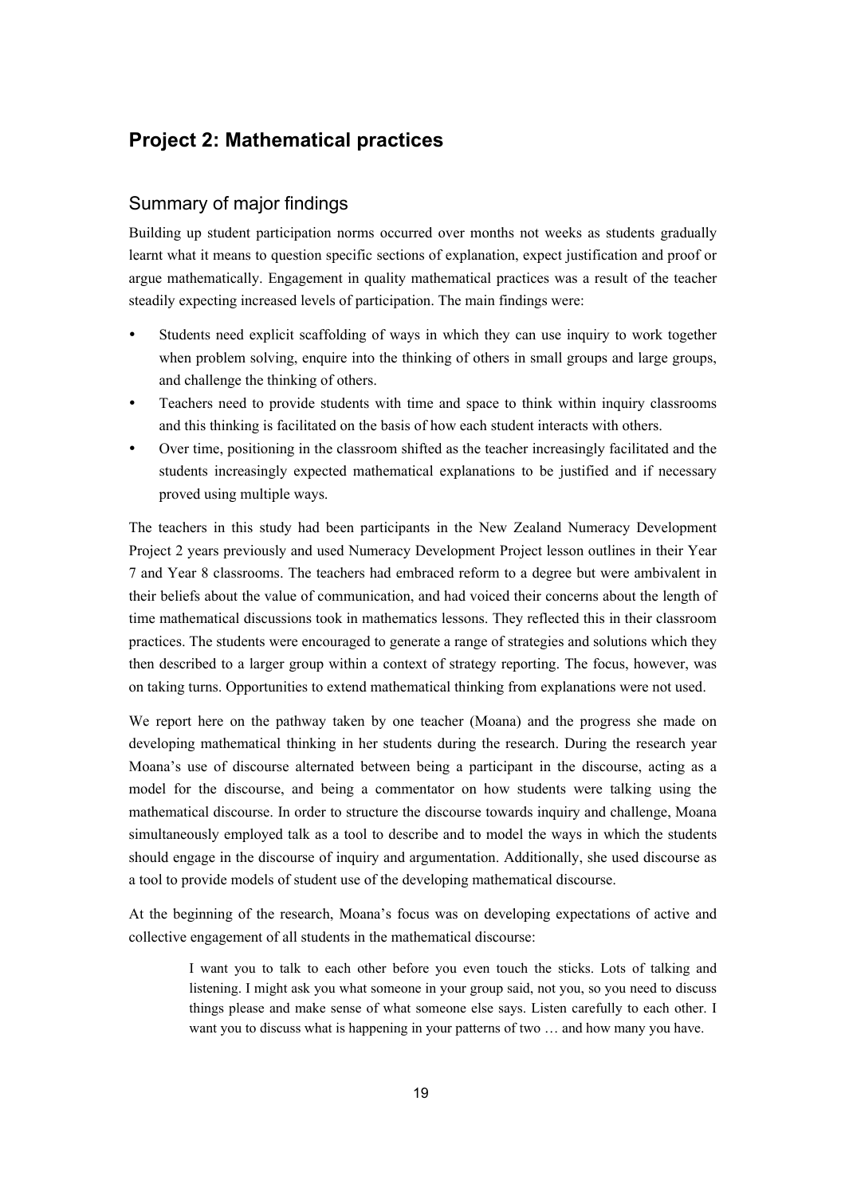## Project 2: Mathematical practices

### Summary of major findings

Building up student participation norms occurred over months not weeks as students gradually learnt what it means to question specific sections of explanation, expect justification and proof or argue mathematically. Engagement in quality mathematical practices was a result of the teacher steadily expecting increased levels of participation. The main findings were:

- Students need explicit scaffolding of ways in which they can use inquiry to work together when problem solving, enquire into the thinking of others in small groups and large groups, and challenge the thinking of others.
- Teachers need to provide students with time and space to think within inquiry classrooms and this thinking is facilitated on the basis of how each student interacts with others.
- Over time, positioning in the classroom shifted as the teacher increasingly facilitated and the students increasingly expected mathematical explanations to be justified and if necessary proved using multiple ways.

The teachers in this study had been participants in the New Zealand Numeracy Development Project 2 years previously and used Numeracy Development Project lesson outlines in their Year 7 and Year 8 classrooms. The teachers had embraced reform to a degree but were ambivalent in their beliefs about the value of communication, and had voiced their concerns about the length of time mathematical discussions took in mathematics lessons. They reflected this in their classroom practices. The students were encouraged to generate a range of strategies and solutions which they then described to a larger group within a context of strategy reporting. The focus, however, was on taking turns. Opportunities to extend mathematical thinking from explanations were not used.

We report here on the pathway taken by one teacher (Moana) and the progress she made on developing mathematical thinking in her students during the research. During the research year Moana's use of discourse alternated between being a participant in the discourse, acting as a model for the discourse, and being a commentator on how students were talking using the mathematical discourse. In order to structure the discourse towards inquiry and challenge, Moana simultaneously employed talk as a tool to describe and to model the ways in which the students should engage in the discourse of inquiry and argumentation. Additionally, she used discourse as a tool to provide models of student use of the developing mathematical discourse.

At the beginning of the research, Moana's focus was on developing expectations of active and collective engagement of all students in the mathematical discourse:

> I want you to talk to each other before you even touch the sticks. Lots of talking and listening. I might ask you what someone in your group said, not you, so you need to discuss things please and make sense of what someone else says. Listen carefully to each other. I want you to discuss what is happening in your patterns of two … and how many you have.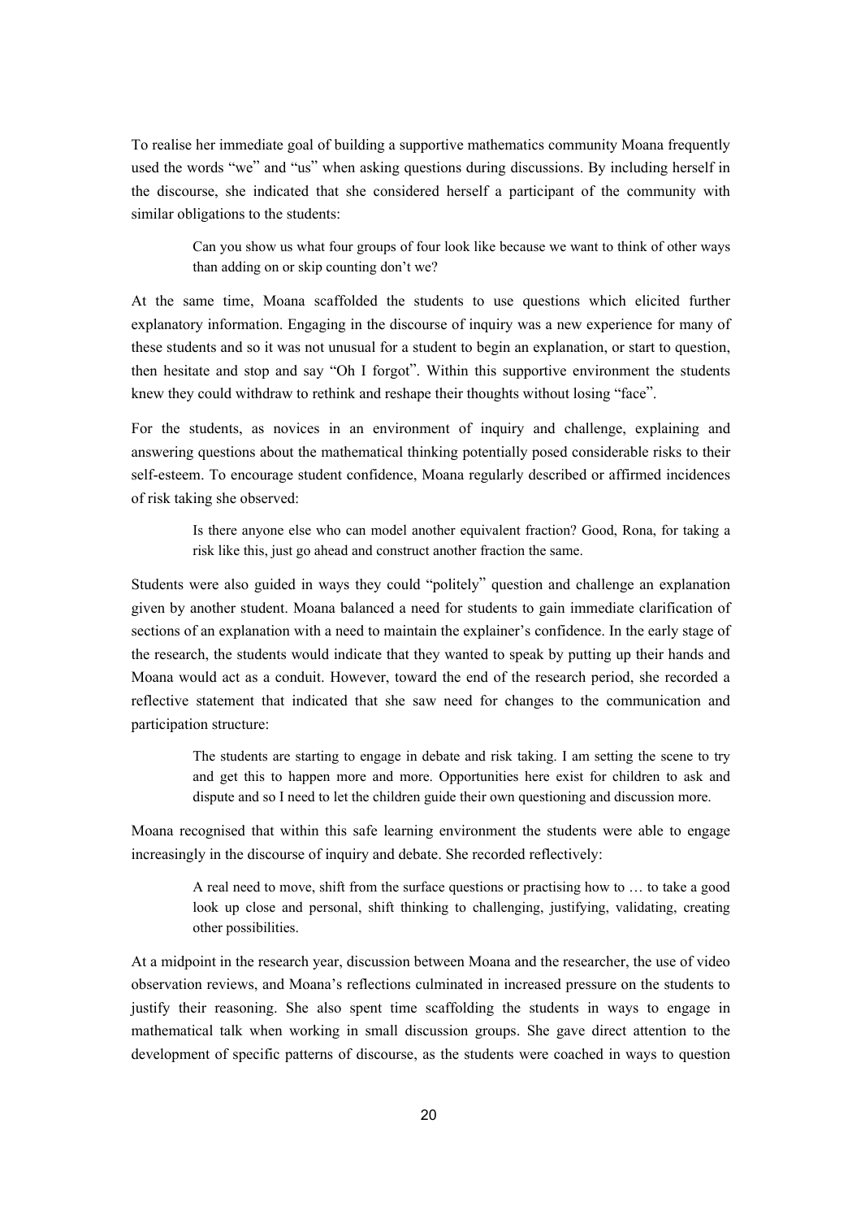To realise her immediate goal of building a supportive mathematics community Moana frequently used the words "we" and "us" when asking questions during discussions. By including herself in the discourse, she indicated that she considered herself a participant of the community with similar obligations to the students:

> Can you show us what four groups of four look like because we want to think of other ways than adding on or skip counting don't we?

At the same time, Moana scaffolded the students to use questions which elicited further explanatory information. Engaging in the discourse of inquiry was a new experience for many of these students and so it was not unusual for a student to begin an explanation, or start to question, then hesitate and stop and say "Oh I forgot". Within this supportive environment the students knew they could withdraw to rethink and reshape their thoughts without losing "face".

For the students, as novices in an environment of inquiry and challenge, explaining and answering questions about the mathematical thinking potentially posed considerable risks to their self-esteem. To encourage student confidence, Moana regularly described or affirmed incidences of risk taking she observed:

> Is there anyone else who can model another equivalent fraction? Good, Rona, for taking a risk like this, just go ahead and construct another fraction the same.

Students were also guided in ways they could "politely" question and challenge an explanation given by another student. Moana balanced a need for students to gain immediate clarification of sections of an explanation with a need to maintain the explainer's confidence. In the early stage of the research, the students would indicate that they wanted to speak by putting up their hands and Moana would act as a conduit. However, toward the end of the research period, she recorded a reflective statement that indicated that she saw need for changes to the communication and participation structure:

> The students are starting to engage in debate and risk taking. I am setting the scene to try and get this to happen more and more. Opportunities here exist for children to ask and dispute and so I need to let the children guide their own questioning and discussion more.

Moana recognised that within this safe learning environment the students were able to engage increasingly in the discourse of inquiry and debate. She recorded reflectively:

> A real need to move, shift from the surface questions or practising how to … to take a good look up close and personal, shift thinking to challenging, justifying, validating, creating other possibilities.

At a midpoint in the research year, discussion between Moana and the researcher, the use of video observation reviews, and Moana's reflections culminated in increased pressure on the students to justify their reasoning. She also spent time scaffolding the students in ways to engage in mathematical talk when working in small discussion groups. She gave direct attention to the development of specific patterns of discourse, as the students were coached in ways to question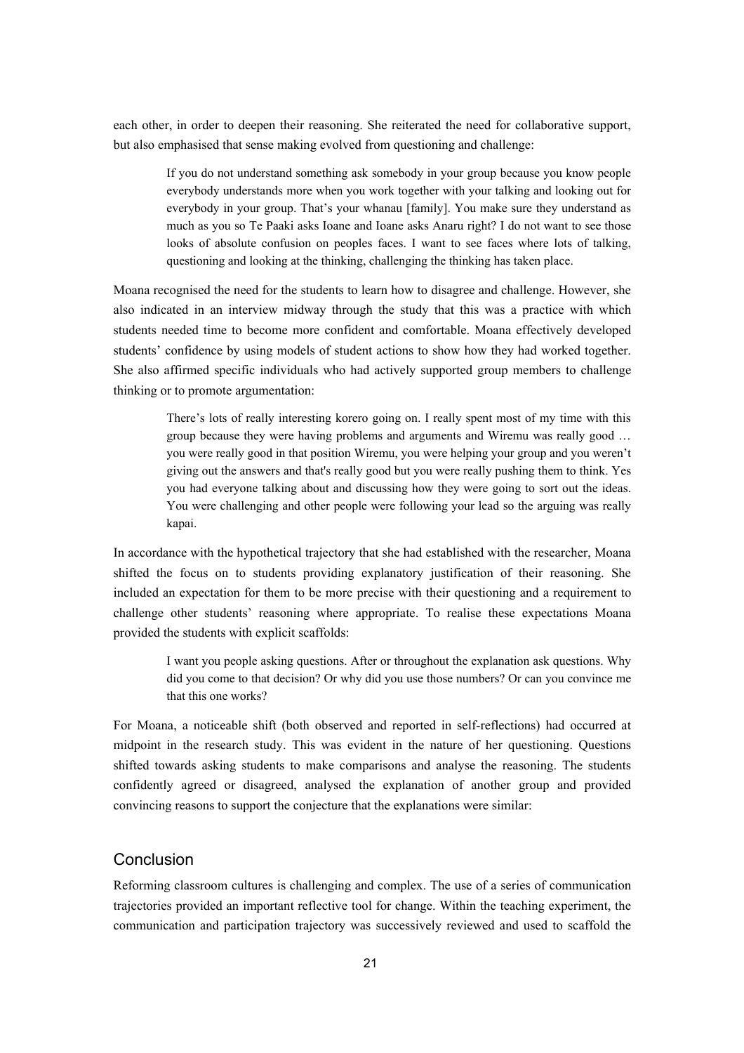each other, in order to deepen their reasoning. She reiterated the need for collaborative support, but also emphasised that sense making evolved from questioning and challenge:

> If you do not understand something ask somebody in your group because you know people everybody understands more when you work together with your talking and looking out for everybody in your group. That's your whanau [family]. You make sure they understand as much as you so Te Paaki asks Ioane and Ioane asks Anaru right? I do not want to see those looks of absolute confusion on peoples faces. I want to see faces where lots of talking, questioning and looking at the thinking, challenging the thinking has taken place.

Moana recognised the need for the students to learn how to disagree and challenge. However, she also indicated in an interview midway through the study that this was a practice with which students needed time to become more confident and comfortable. Moana effectively developed students' confidence by using models of student actions to show how they had worked together. She also affirmed specific individuals who had actively supported group members to challenge thinking or to promote argumentation:

> There's lots of really interesting korero going on. I really spent most of my time with this group because they were having problems and arguments and Wiremu was really good … you were really good in that position Wiremu, you were helping your group and you weren't giving out the answers and that's really good but you were really pushing them to think. Yes you had everyone talking about and discussing how they were going to sort out the ideas. You were challenging and other people were following your lead so the arguing was really kapai.

In accordance with the hypothetical trajectory that she had established with the researcher, Moana shifted the focus on to students providing explanatory justification of their reasoning. She included an expectation for them to be more precise with their questioning and a requirement to challenge other students' reasoning where appropriate. To realise these expectations Moana provided the students with explicit scaffolds:

> I want you people asking questions. After or throughout the explanation ask questions. Why did you come to that decision? Or why did you use those numbers? Or can you convince me that this one works?

For Moana, a noticeable shift (both observed and reported in self-reflections) had occurred at midpoint in the research study. This was evident in the nature of her questioning. Questions shifted towards asking students to make comparisons and analyse the reasoning. The students confidently agreed or disagreed, analysed the explanation of another group and provided convincing reasons to support the conjecture that the explanations were similar:

## Conclusion

Reforming classroom cultures is challenging and complex. The use of a series of communication trajectories provided an important reflective tool for change. Within the teaching experiment, the communication and participation trajectory was successively reviewed and used to scaffold the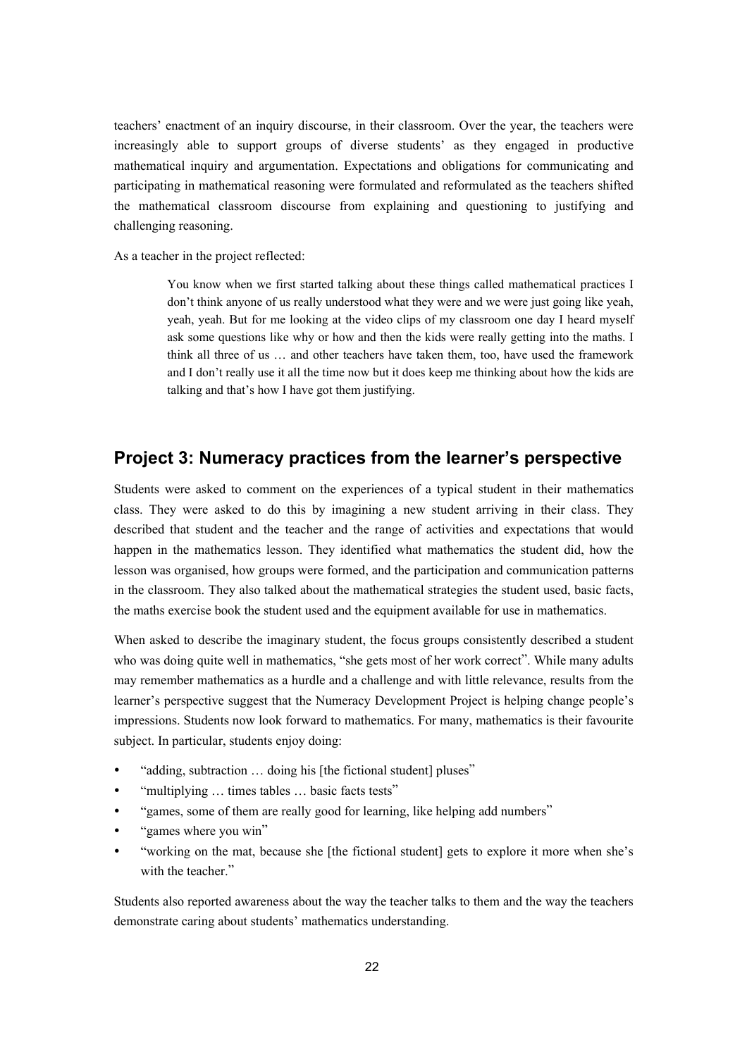teachers' enactment of an inquiry discourse, in their classroom. Over the year, the teachers were increasingly able to support groups of diverse students' as they engaged in productive mathematical inquiry and argumentation. Expectations and obligations for communicating and participating in mathematical reasoning were formulated and reformulated as the teachers shifted the mathematical classroom discourse from explaining and questioning to justifying and challenging reasoning.

As a teacher in the project reflected:

> You know when we first started talking about these things called mathematical practices I don't think anyone of us really understood what they were and we were just going like yeah, yeah, yeah. But for me looking at the video clips of my classroom one day I heard myself ask some questions like why or how and then the kids were really getting into the maths. I think all three of us … and other teachers have taken them, too, have used the framework and I don't really use it all the time now but it does keep me thinking about how the kids are talking and that's how I have got them justifying.

## Project 3: Numeracy practices from the learner's perspective

Students were asked to comment on the experiences of a typical student in their mathematics class. They were asked to do this by imagining a new student arriving in their class. They described that student and the teacher and the range of activities and expectations that would happen in the mathematics lesson. They identified what mathematics the student did, how the lesson was organised, how groups were formed, and the participation and communication patterns in the classroom. They also talked about the mathematical strategies the student used, basic facts, the maths exercise book the student used and the equipment available for use in mathematics.

When asked to describe the imaginary student, the focus groups consistently described a student who was doing quite well in mathematics, "she gets most of her work correct". While many adults may remember mathematics as a hurdle and a challenge and with little relevance, results from the learner's perspective suggest that the Numeracy Development Project is helping change people's impressions. Students now look forward to mathematics. For many, mathematics is their favourite subject. In particular, students enjoy doing:

- "adding, subtraction … doing his [the fictional student] pluses"
- "multiplying … times tables … basic facts tests"
- "games, some of them are really good for learning, like helping add numbers"
- "games where you win"
- "working on the mat, because she [the fictional student] gets to explore it more when she's with the teacher."

Students also reported awareness about the way the teacher talks to them and the way the teachers demonstrate caring about students' mathematics understanding.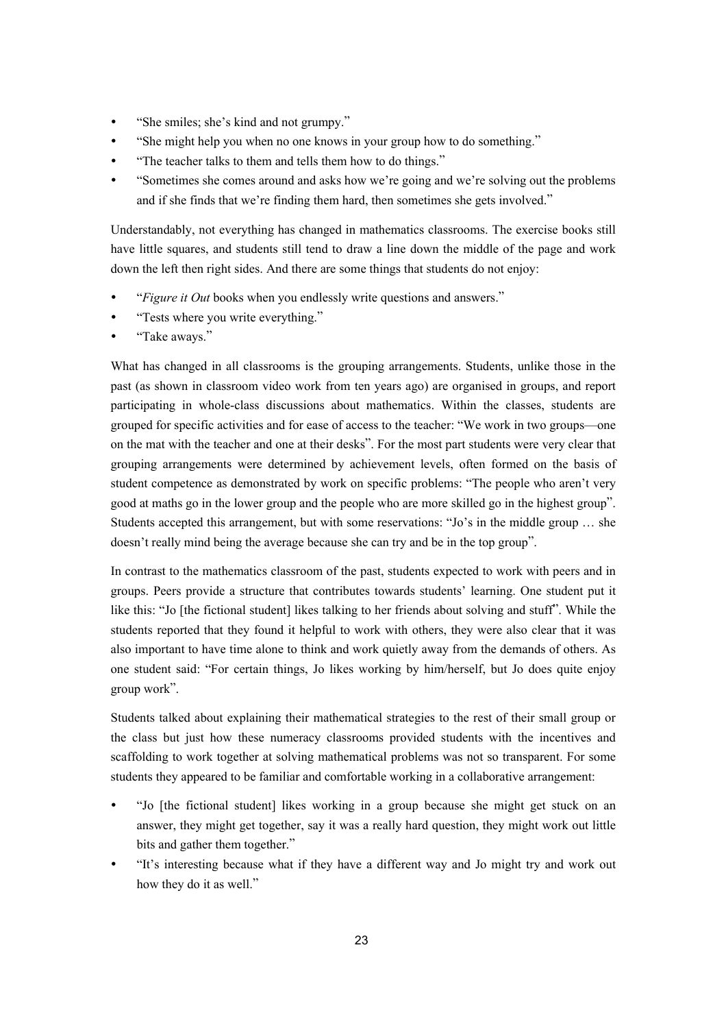- "She smiles; she's kind and not grumpy."
- "She might help you when no one knows in your group how to do something."
- "The teacher talks to them and tells them how to do things."
- "Sometimes she comes around and asks how we're going and we're solving out the problems and if she finds that we're finding them hard, then sometimes she gets involved."

Understandably, not everything has changed in mathematics classrooms. The exercise books still have little squares, and students still tend to draw a line down the middle of the page and work down the left then right sides. And there are some things that students do not enjoy:

- "*Figure it Out* books when you endlessly write questions and answers."
- "Tests where you write everything."
- "Take aways."

What has changed in all classrooms is the grouping arrangements. Students, unlike those in the past (as shown in classroom video work from ten years ago) are organised in groups, and report participating in whole-class discussions about mathematics. Within the classes, students are grouped for specific activities and for ease of access to the teacher: "We work in two groups—one on the mat with the teacher and one at their desks". For the most part students were very clear that grouping arrangements were determined by achievement levels, often formed on the basis of student competence as demonstrated by work on specific problems: "The people who aren't very good at maths go in the lower group and the people who are more skilled go in the highest group". Students accepted this arrangement, but with some reservations: "Jo's in the middle group … she doesn't really mind being the average because she can try and be in the top group".

In contrast to the mathematics classroom of the past, students expected to work with peers and in groups. Peers provide a structure that contributes towards students' learning. One student put it like this: "Jo [the fictional student] likes talking to her friends about solving and stuff". While the students reported that they found it helpful to work with others, they were also clear that it was also important to have time alone to think and work quietly away from the demands of others. As one student said: "For certain things, Jo likes working by him/herself, but Jo does quite enjoy group work".

Students talked about explaining their mathematical strategies to the rest of their small group or the class but just how these numeracy classrooms provided students with the incentives and scaffolding to work together at solving mathematical problems was not so transparent. For some students they appeared to be familiar and comfortable working in a collaborative arrangement:

- "Jo [the fictional student] likes working in a group because she might get stuck on an answer, they might get together, say it was a really hard question, they might work out little bits and gather them together."
- "It's interesting because what if they have a different way and Jo might try and work out how they do it as well."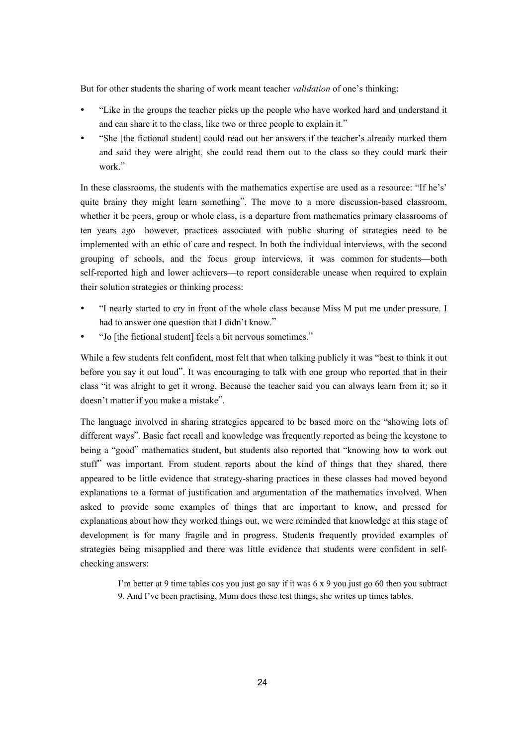But for other students the sharing of work meant teacher *validation* of one's thinking:

- "Like in the groups the teacher picks up the people who have worked hard and understand it and can share it to the class, like two or three people to explain it."
- "She [the fictional student] could read out her answers if the teacher's already marked them and said they were alright, she could read them out to the class so they could mark their work."

In these classrooms, the students with the mathematics expertise are used as a resource: "If he's' quite brainy they might learn something". The move to a more discussion-based classroom, whether it be peers, group or whole class, is a departure from mathematics primary classrooms of ten years ago—however, practices associated with public sharing of strategies need to be implemented with an ethic of care and respect. In both the individual interviews, with the second grouping of schools, and the focus group interviews, it was common for students—both self-reported high and lower achievers—to report considerable unease when required to explain their solution strategies or thinking process:

- "I nearly started to cry in front of the whole class because Miss M put me under pressure. I had to answer one question that I didn't know."
- "Jo [the fictional student] feels a bit nervous sometimes."

While a few students felt confident, most felt that when talking publicly it was "best to think it out before you say it out loud". It was encouraging to talk with one group who reported that in their class "it was alright to get it wrong. Because the teacher said you can always learn from it; so it doesn't matter if you make a mistake".

The language involved in sharing strategies appeared to be based more on the "showing lots of different ways". Basic fact recall and knowledge was frequently reported as being the keystone to being a "good" mathematics student, but students also reported that "knowing how to work out stuff" was important. From student reports about the kind of things that they shared, there appeared to be little evidence that strategy-sharing practices in these classes had moved beyond explanations to a format of justification and argumentation of the mathematics involved. When asked to provide some examples of things that are important to know, and pressed for explanations about how they worked things out, we were reminded that knowledge at this stage of development is for many fragile and in progress. Students frequently provided examples of strategies being misapplied and there was little evidence that students were confident in self-checking answers:

> I'm better at 9 time tables cos you just go say if it was 6 x 9 you just go 60 then you subtract 9. And I've been practising, Mum does these test things, she writes up times tables.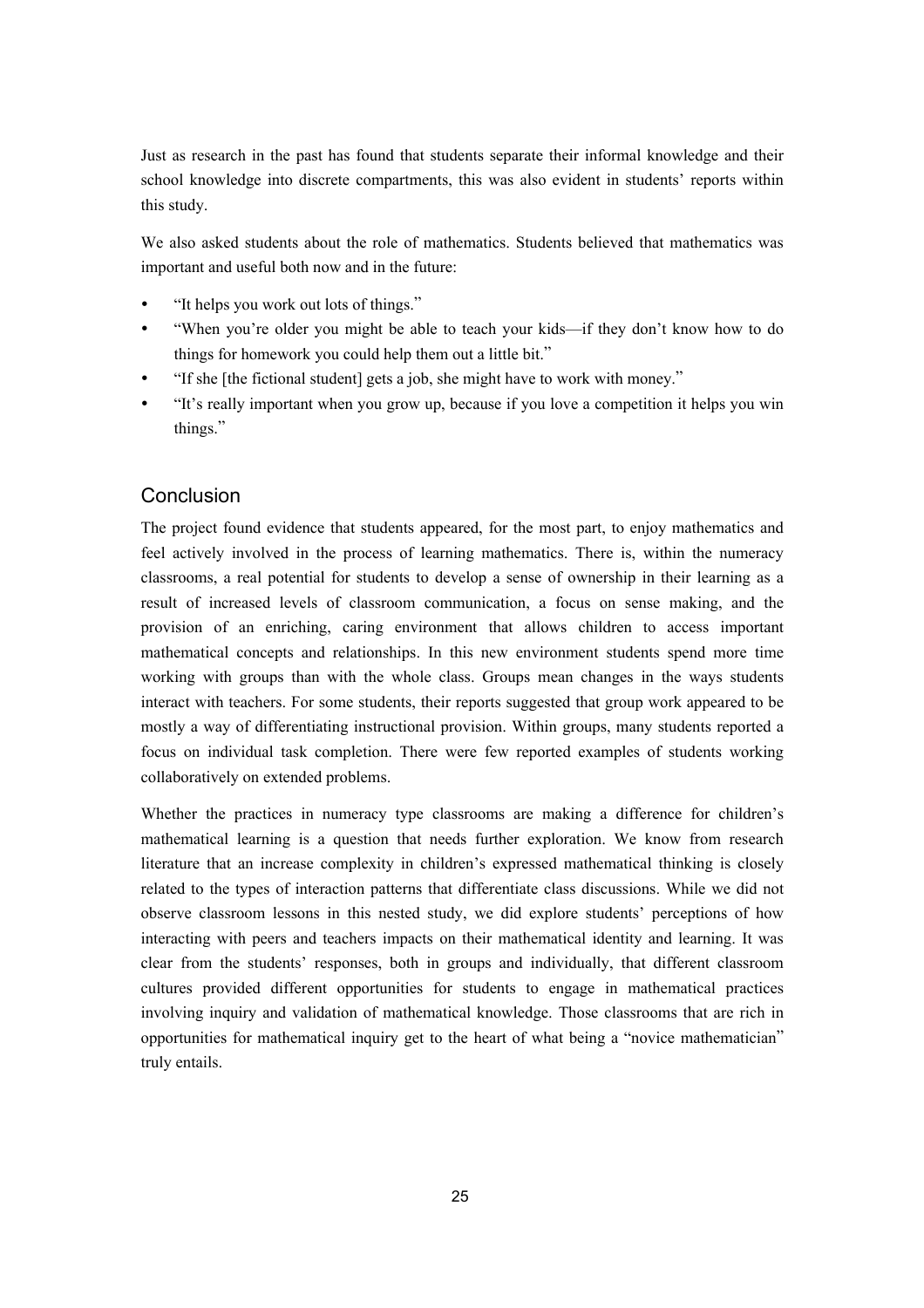Just as research in the past has found that students separate their informal knowledge and their school knowledge into discrete compartments, this was also evident in students' reports within this study.

We also asked students about the role of mathematics. Students believed that mathematics was important and useful both now and in the future:

- "It helps you work out lots of things."
- "When you're older you might be able to teach your kids—if they don't know how to do things for homework you could help them out a little bit."
- "If she [the fictional student] gets a job, she might have to work with money."
- "It's really important when you grow up, because if you love a competition it helps you win things."

## Conclusion

The project found evidence that students appeared, for the most part, to enjoy mathematics and feel actively involved in the process of learning mathematics. There is, within the numeracy classrooms, a real potential for students to develop a sense of ownership in their learning as a result of increased levels of classroom communication, a focus on sense making, and the provision of an enriching, caring environment that allows children to access important mathematical concepts and relationships. In this new environment students spend more time working with groups than with the whole class. Groups mean changes in the ways students interact with teachers. For some students, their reports suggested that group work appeared to be mostly a way of differentiating instructional provision. Within groups, many students reported a focus on individual task completion. There were few reported examples of students working collaboratively on extended problems.

Whether the practices in numeracy type classrooms are making a difference for children's mathematical learning is a question that needs further exploration. We know from research literature that an increase complexity in children's expressed mathematical thinking is closely related to the types of interaction patterns that differentiate class discussions. While we did not observe classroom lessons in this nested study, we did explore students' perceptions of how interacting with peers and teachers impacts on their mathematical identity and learning. It was clear from the students' responses, both in groups and individually, that different classroom cultures provided different opportunities for students to engage in mathematical practices involving inquiry and validation of mathematical knowledge. Those classrooms that are rich in opportunities for mathematical inquiry get to the heart of what being a "novice mathematician" truly entails.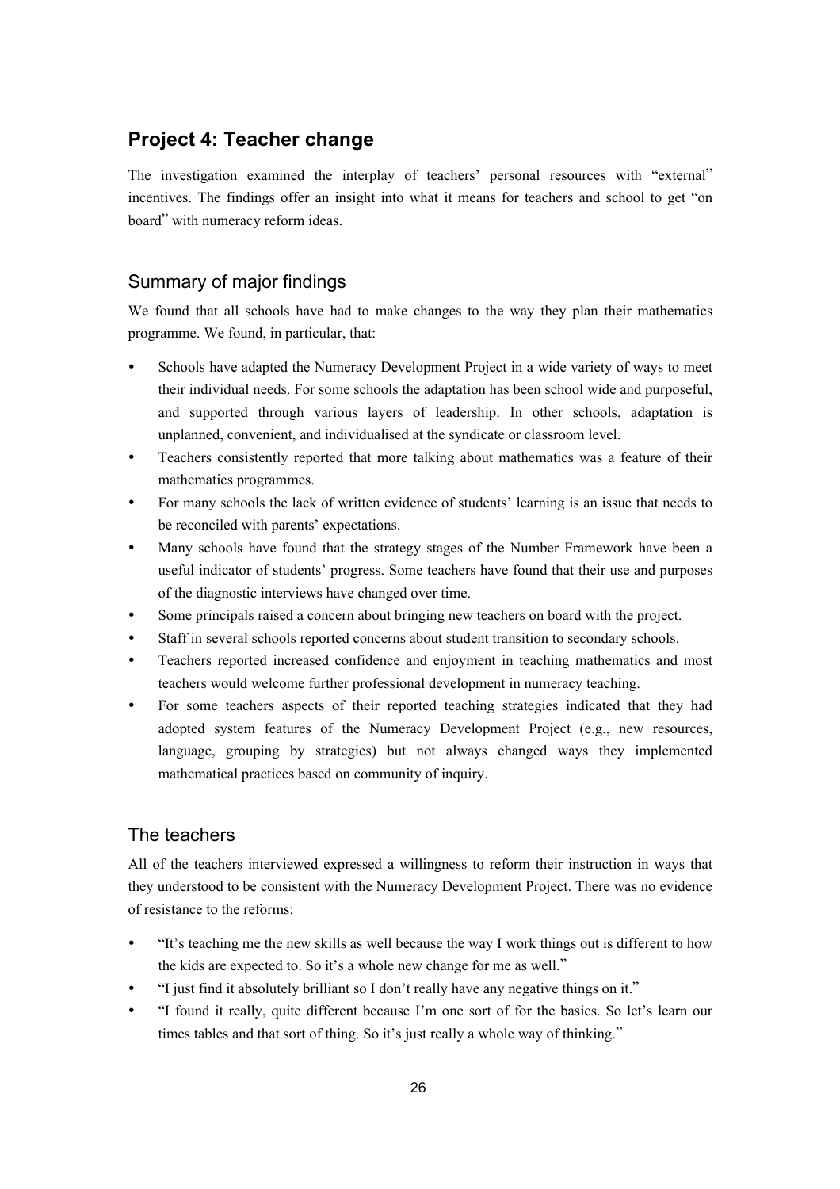## Project 4: Teacher change

The investigation examined the interplay of teachers' personal resources with "external" incentives. The findings offer an insight into what it means for teachers and school to get "on board" with numeracy reform ideas.

### Summary of major findings

We found that all schools have had to make changes to the way they plan their mathematics programme. We found, in particular, that:

- Schools have adapted the Numeracy Development Project in a wide variety of ways to meet their individual needs. For some schools the adaptation has been school wide and purposeful, and supported through various layers of leadership. In other schools, adaptation is unplanned, convenient, and individualised at the syndicate or classroom level.
- Teachers consistently reported that more talking about mathematics was a feature of their mathematics programmes.
- For many schools the lack of written evidence of students' learning is an issue that needs to be reconciled with parents' expectations.
- Many schools have found that the strategy stages of the Number Framework have been a useful indicator of students' progress. Some teachers have found that their use and purposes of the diagnostic interviews have changed over time.
- Some principals raised a concern about bringing new teachers on board with the project.
- Staff in several schools reported concerns about student transition to secondary schools.
- Teachers reported increased confidence and enjoyment in teaching mathematics and most teachers would welcome further professional development in numeracy teaching.
- For some teachers aspects of their reported teaching strategies indicated that they had adopted system features of the Numeracy Development Project (e.g., new resources, language, grouping by strategies) but not always changed ways they implemented mathematical practices based on community of inquiry.

### The teachers

All of the teachers interviewed expressed a willingness to reform their instruction in ways that they understood to be consistent with the Numeracy Development Project. There was no evidence of resistance to the reforms:

- "It's teaching me the new skills as well because the way I work things out is different to how the kids are expected to. So it's a whole new change for me as well."
- "I just find it absolutely brilliant so I don't really have any negative things on it."
- "I found it really, quite different because I'm one sort of for the basics. So let's learn our times tables and that sort of thing. So it's just really a whole way of thinking."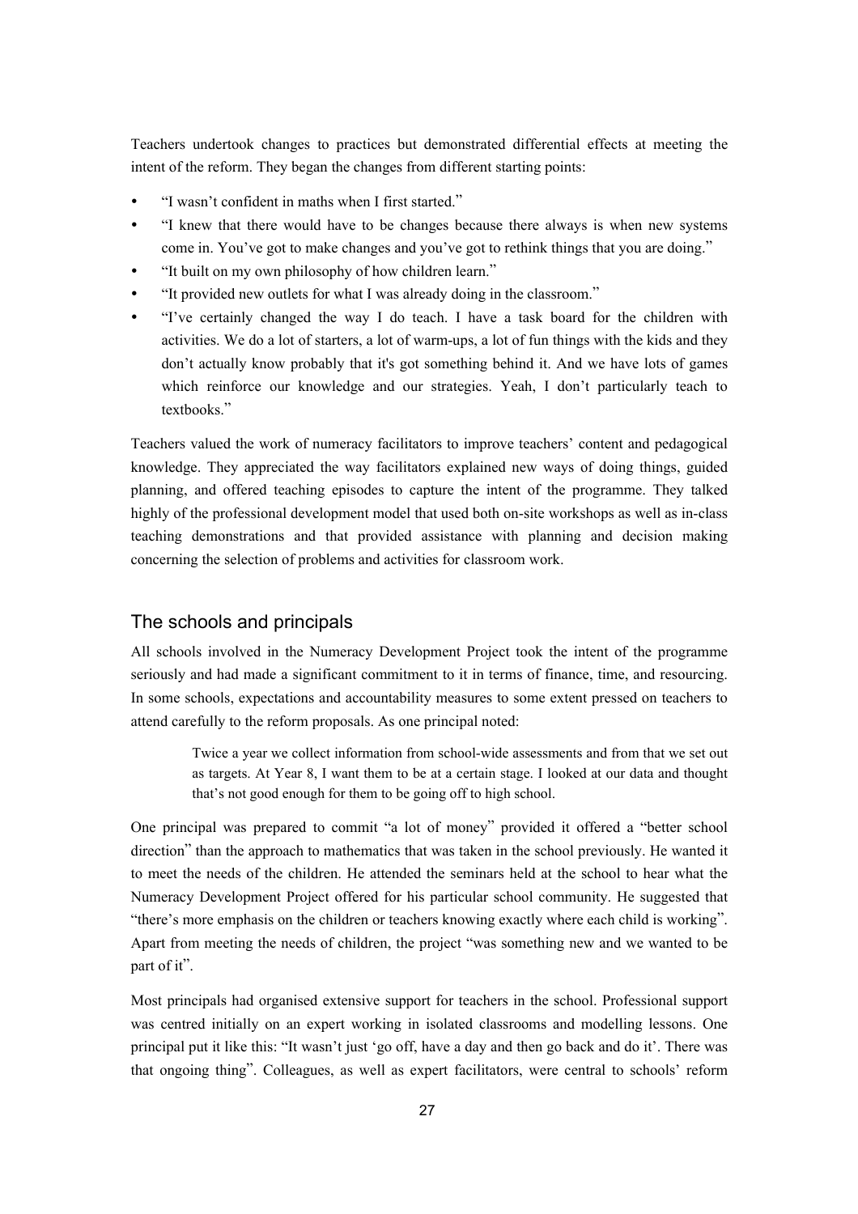Teachers undertook changes to practices but demonstrated differential effects at meeting the intent of the reform. They began the changes from different starting points:

- "I wasn't confident in maths when I first started."
- "I knew that there would have to be changes because there always is when new systems come in. You've got to make changes and you've got to rethink things that you are doing."
- "It built on my own philosophy of how children learn."
- "It provided new outlets for what I was already doing in the classroom."
- "I've certainly changed the way I do teach. I have a task board for the children with activities. We do a lot of starters, a lot of warm-ups, a lot of fun things with the kids and they don't actually know probably that it's got something behind it. And we have lots of games which reinforce our knowledge and our strategies. Yeah, I don't particularly teach to textbooks."

Teachers valued the work of numeracy facilitators to improve teachers' content and pedagogical knowledge. They appreciated the way facilitators explained new ways of doing things, guided planning, and offered teaching episodes to capture the intent of the programme. They talked highly of the professional development model that used both on-site workshops as well as in-class teaching demonstrations and that provided assistance with planning and decision making concerning the selection of problems and activities for classroom work.

## The schools and principals

All schools involved in the Numeracy Development Project took the intent of the programme seriously and had made a significant commitment to it in terms of finance, time, and resourcing. In some schools, expectations and accountability measures to some extent pressed on teachers to attend carefully to the reform proposals. As one principal noted:

> Twice a year we collect information from school-wide assessments and from that we set out as targets. At Year 8, I want them to be at a certain stage. I looked at our data and thought that's not good enough for them to be going off to high school.

One principal was prepared to commit "a lot of money" provided it offered a "better school direction" than the approach to mathematics that was taken in the school previously. He wanted it to meet the needs of the children. He attended the seminars held at the school to hear what the Numeracy Development Project offered for his particular school community. He suggested that "there's more emphasis on the children or teachers knowing exactly where each child is working". Apart from meeting the needs of children, the project "was something new and we wanted to be part of it".

Most principals had organised extensive support for teachers in the school. Professional support was centred initially on an expert working in isolated classrooms and modelling lessons. One principal put it like this: "It wasn't just 'go off, have a day and then go back and do it'. There was that ongoing thing". Colleagues, as well as expert facilitators, were central to schools' reform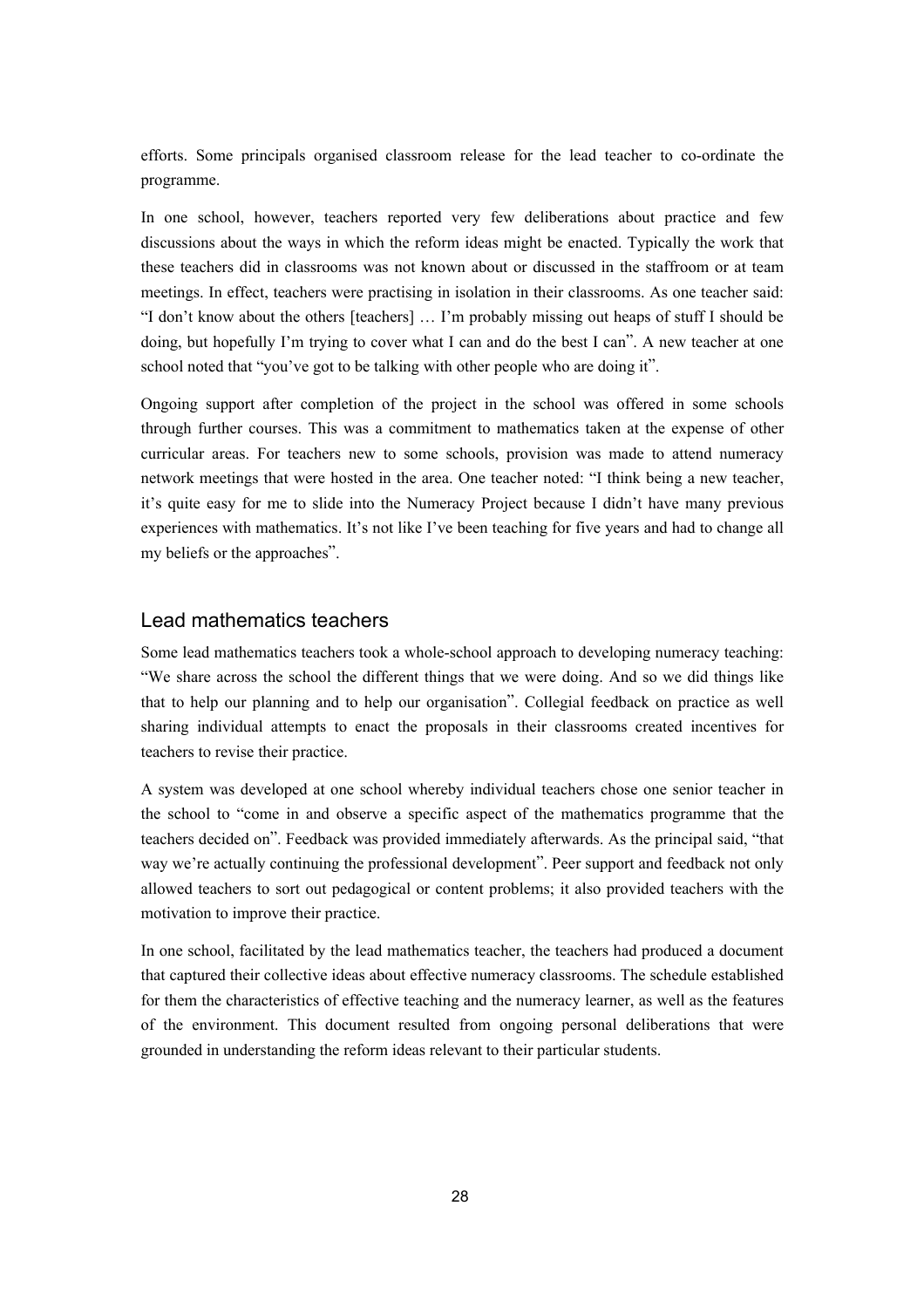efforts. Some principals organised classroom release for the lead teacher to co-ordinate the programme.

In one school, however, teachers reported very few deliberations about practice and few discussions about the ways in which the reform ideas might be enacted. Typically the work that these teachers did in classrooms was not known about or discussed in the staffroom or at team meetings. In effect, teachers were practising in isolation in their classrooms. As one teacher said: "I don't know about the others [teachers] … I'm probably missing out heaps of stuff I should be doing, but hopefully I'm trying to cover what I can and do the best I can". A new teacher at one school noted that "you've got to be talking with other people who are doing it".

Ongoing support after completion of the project in the school was offered in some schools through further courses. This was a commitment to mathematics taken at the expense of other curricular areas. For teachers new to some schools, provision was made to attend numeracy network meetings that were hosted in the area. One teacher noted: "I think being a new teacher, it's quite easy for me to slide into the Numeracy Project because I didn't have many previous experiences with mathematics. It's not like I've been teaching for five years and had to change all my beliefs or the approaches".

## Lead mathematics teachers

Some lead mathematics teachers took a whole-school approach to developing numeracy teaching: "We share across the school the different things that we were doing. And so we did things like that to help our planning and to help our organisation". Collegial feedback on practice as well sharing individual attempts to enact the proposals in their classrooms created incentives for teachers to revise their practice.

A system was developed at one school whereby individual teachers chose one senior teacher in the school to "come in and observe a specific aspect of the mathematics programme that the teachers decided on". Feedback was provided immediately afterwards. As the principal said, "that way we're actually continuing the professional development". Peer support and feedback not only allowed teachers to sort out pedagogical or content problems; it also provided teachers with the motivation to improve their practice.

In one school, facilitated by the lead mathematics teacher, the teachers had produced a document that captured their collective ideas about effective numeracy classrooms. The schedule established for them the characteristics of effective teaching and the numeracy learner, as well as the features of the environment. This document resulted from ongoing personal deliberations that were grounded in understanding the reform ideas relevant to their particular students.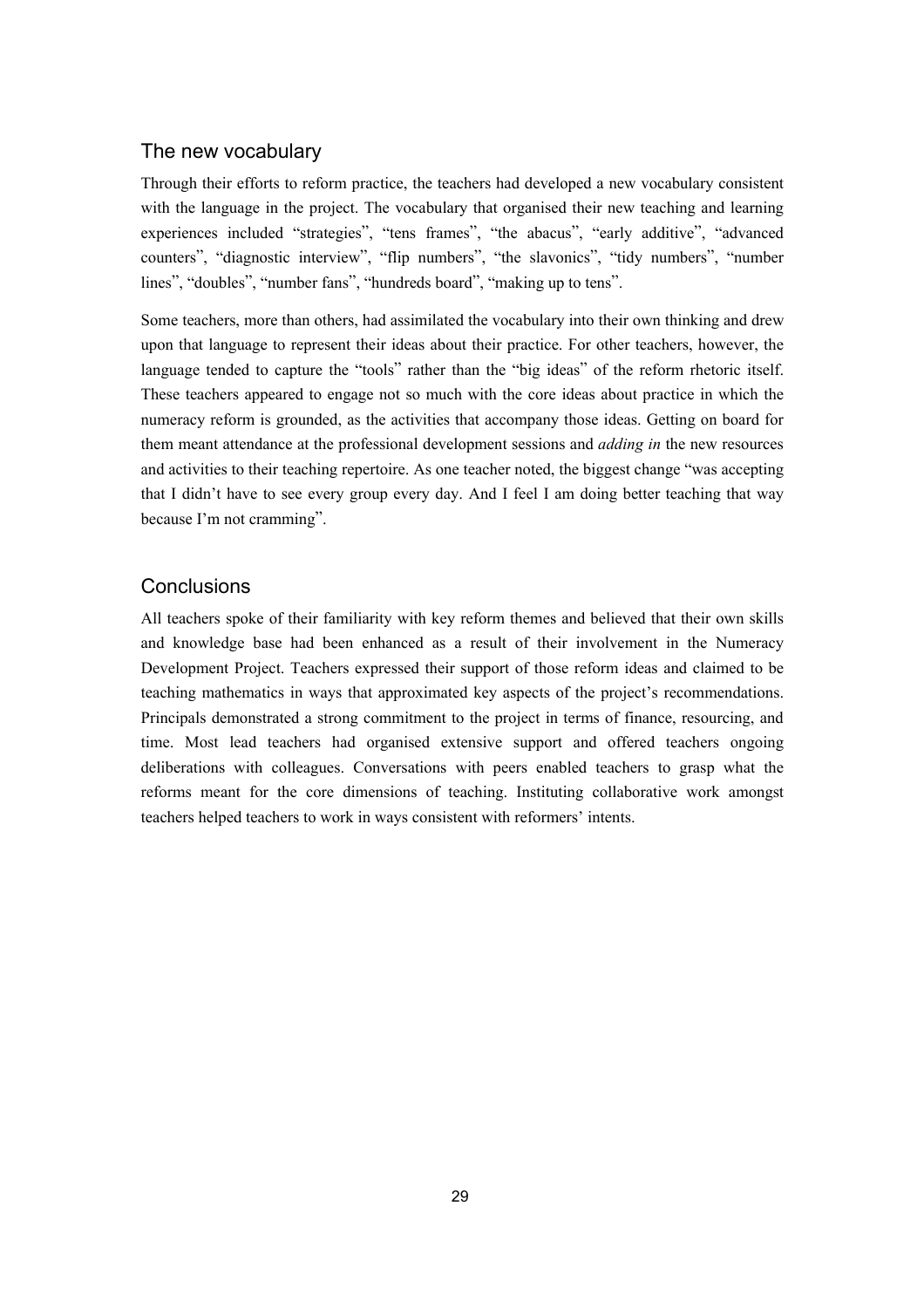## The new vocabulary

Through their efforts to reform practice, the teachers had developed a new vocabulary consistent with the language in the project. The vocabulary that organised their new teaching and learning experiences included "strategies", "tens frames", "the abacus", "early additive", "advanced counters", "diagnostic interview", "flip numbers", "the slavonics", "tidy numbers", "number lines", "doubles", "number fans", "hundreds board", "making up to tens".

Some teachers, more than others, had assimilated the vocabulary into their own thinking and drew upon that language to represent their ideas about their practice. For other teachers, however, the language tended to capture the "tools" rather than the "big ideas" of the reform rhetoric itself. These teachers appeared to engage not so much with the core ideas about practice in which the numeracy reform is grounded, as the activities that accompany those ideas. Getting on board for them meant attendance at the professional development sessions and *adding in* the new resources and activities to their teaching repertoire. As one teacher noted, the biggest change "was accepting that I didn't have to see every group every day. And I feel I am doing better teaching that way because I'm not cramming".

## Conclusions

All teachers spoke of their familiarity with key reform themes and believed that their own skills and knowledge base had been enhanced as a result of their involvement in the Numeracy Development Project. Teachers expressed their support of those reform ideas and claimed to be teaching mathematics in ways that approximated key aspects of the project's recommendations. Principals demonstrated a strong commitment to the project in terms of finance, resourcing, and time. Most lead teachers had organised extensive support and offered teachers ongoing deliberations with colleagues. Conversations with peers enabled teachers to grasp what the reforms meant for the core dimensions of teaching. Instituting collaborative work amongst teachers helped teachers to work in ways consistent with reformers' intents.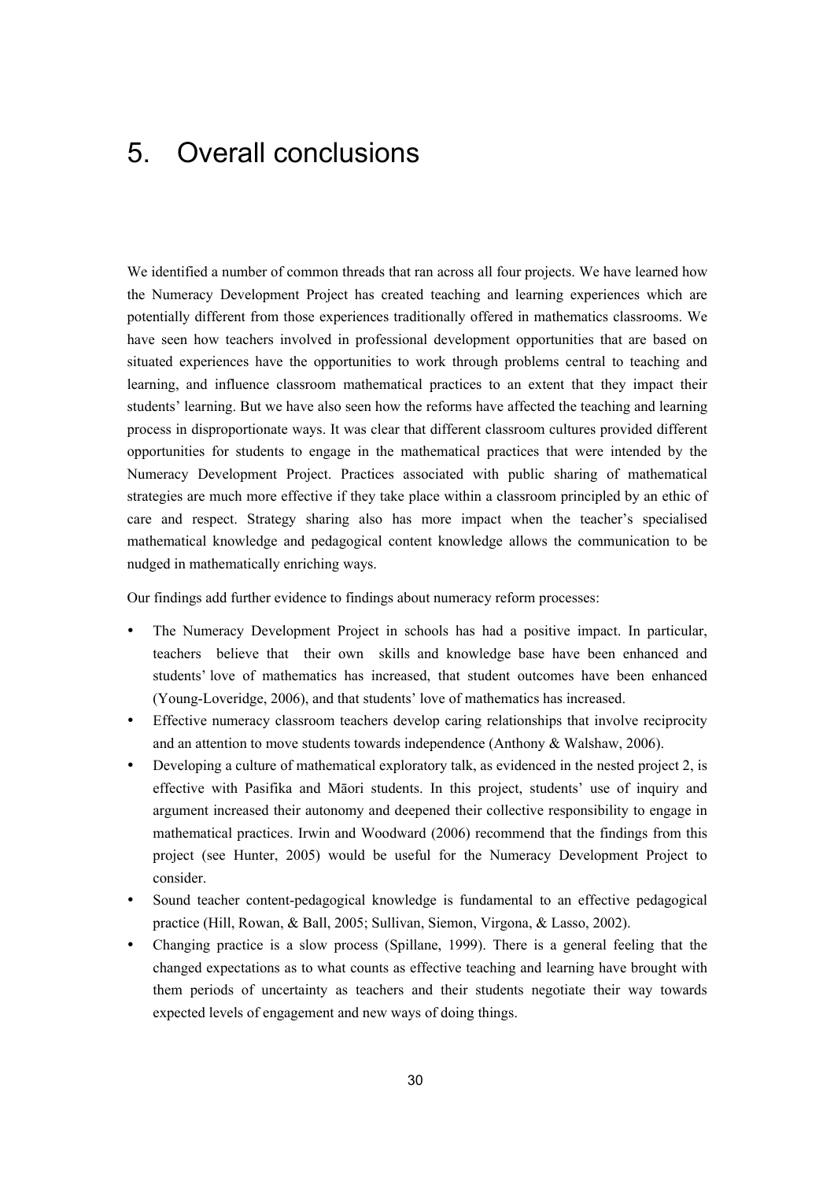# 5. Overall conclusions

We identified a number of common threads that ran across all four projects. We have learned how the Numeracy Development Project has created teaching and learning experiences which are potentially different from those experiences traditionally offered in mathematics classrooms. We have seen how teachers involved in professional development opportunities that are based on situated experiences have the opportunities to work through problems central to teaching and learning, and influence classroom mathematical practices to an extent that they impact their students' learning. But we have also seen how the reforms have affected the teaching and learning process in disproportionate ways. It was clear that different classroom cultures provided different opportunities for students to engage in the mathematical practices that were intended by the Numeracy Development Project. Practices associated with public sharing of mathematical strategies are much more effective if they take place within a classroom principled by an ethic of care and respect. Strategy sharing also has more impact when the teacher's specialised mathematical knowledge and pedagogical content knowledge allows the communication to be nudged in mathematically enriching ways.

Our findings add further evidence to findings about numeracy reform processes:

- The Numeracy Development Project in schools has had a positive impact. In particular, teachers believe that their own skills and knowledge base have been enhanced and students' love of mathematics has increased, that student outcomes have been enhanced (Young-Loveridge, 2006), and that students' love of mathematics has increased.
- Effective numeracy classroom teachers develop caring relationships that involve reciprocity and an attention to move students towards independence (Anthony & Walshaw, 2006).
- Developing a culture of mathematical exploratory talk, as evidenced in the nested project 2, is effective with Pasifika and Māori students. In this project, students' use of inquiry and argument increased their autonomy and deepened their collective responsibility to engage in mathematical practices. Irwin and Woodward (2006) recommend that the findings from this project (see Hunter, 2005) would be useful for the Numeracy Development Project to consider.
- Sound teacher content-pedagogical knowledge is fundamental to an effective pedagogical practice (Hill, Rowan, & Ball, 2005; Sullivan, Siemon, Virgona, & Lasso, 2002).
- Changing practice is a slow process (Spillane, 1999). There is a general feeling that the changed expectations as to what counts as effective teaching and learning have brought with them periods of uncertainty as teachers and their students negotiate their way towards expected levels of engagement and new ways of doing things.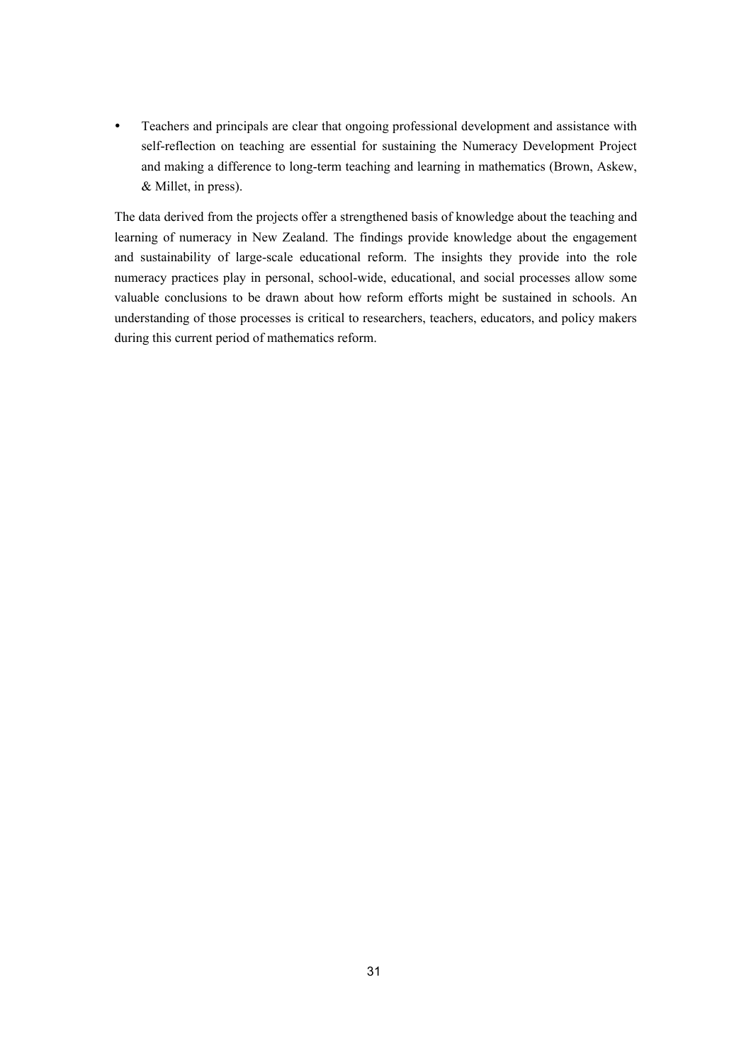- Teachers and principals are clear that ongoing professional development and assistance with self-reflection on teaching are essential for sustaining the Numeracy Development Project and making a difference to long-term teaching and learning in mathematics (Brown, Askew, & Millet, in press).

The data derived from the projects offer a strengthened basis of knowledge about the teaching and learning of numeracy in New Zealand. The findings provide knowledge about the engagement and sustainability of large-scale educational reform. The insights they provide into the role numeracy practices play in personal, school-wide, educational, and social processes allow some valuable conclusions to be drawn about how reform efforts might be sustained in schools. An understanding of those processes is critical to researchers, teachers, educators, and policy makers during this current period of mathematics reform.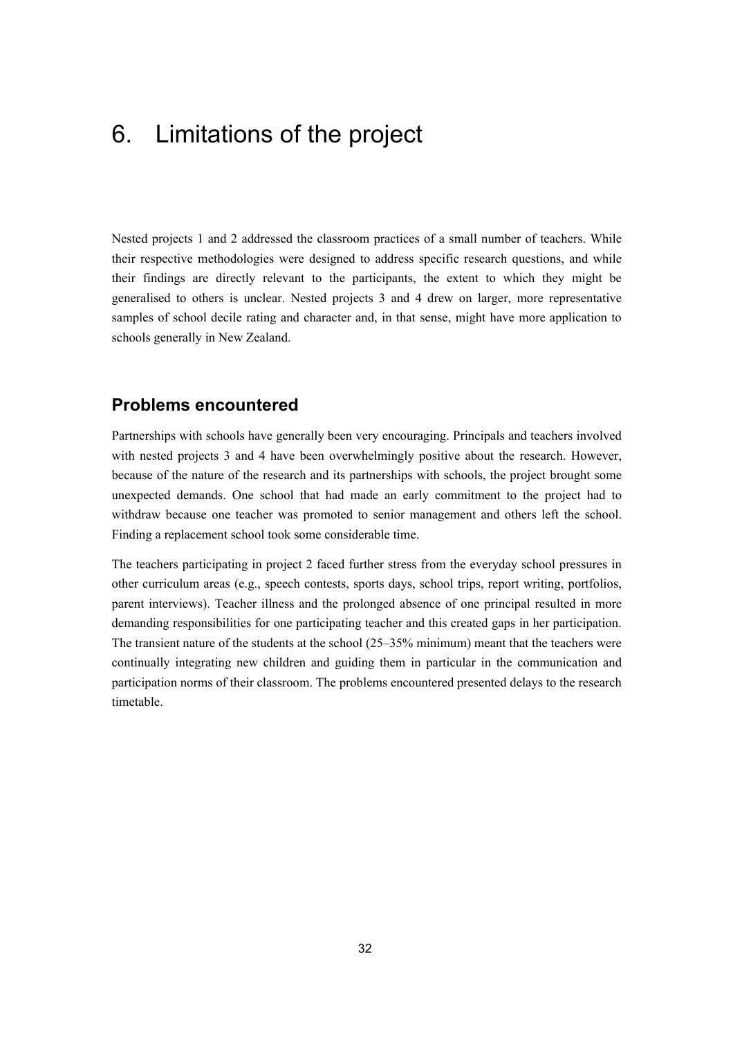# 6. Limitations of the project

Nested projects 1 and 2 addressed the classroom practices of a small number of teachers. While their respective methodologies were designed to address specific research questions, and while their findings are directly relevant to the participants, the extent to which they might be generalised to others is unclear. Nested projects 3 and 4 drew on larger, more representative samples of school decile rating and character and, in that sense, might have more application to schools generally in New Zealand.

## Problems encountered

Partnerships with schools have generally been very encouraging. Principals and teachers involved with nested projects 3 and 4 have been overwhelmingly positive about the research. However, because of the nature of the research and its partnerships with schools, the project brought some unexpected demands. One school that had made an early commitment to the project had to withdraw because one teacher was promoted to senior management and others left the school. Finding a replacement school took some considerable time.

The teachers participating in project 2 faced further stress from the everyday school pressures in other curriculum areas (e.g., speech contests, sports days, school trips, report writing, portfolios, parent interviews). Teacher illness and the prolonged absence of one principal resulted in more demanding responsibilities for one participating teacher and this created gaps in her participation. The transient nature of the students at the school (25–35% minimum) meant that the teachers were continually integrating new children and guiding them in particular in the communication and participation norms of their classroom. The problems encountered presented delays to the research timetable.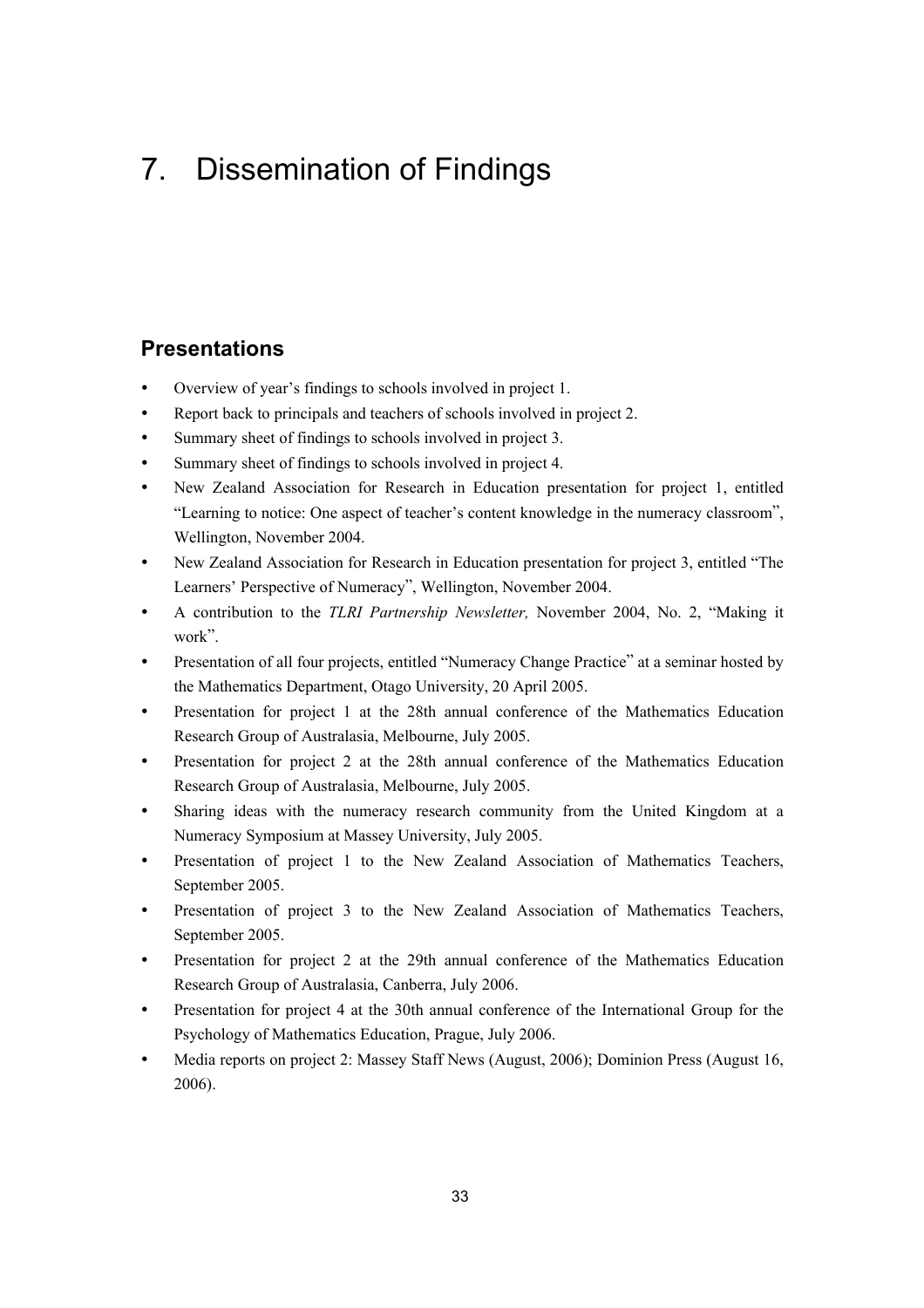# 7. Dissemination of Findings

## Presentations

- Overview of year's findings to schools involved in project 1.
- Report back to principals and teachers of schools involved in project 2.
- Summary sheet of findings to schools involved in project 3.
- Summary sheet of findings to schools involved in project 4.
- New Zealand Association for Research in Education presentation for project 1, entitled "Learning to notice: One aspect of teacher's content knowledge in the numeracy classroom", Wellington, November 2004.
- New Zealand Association for Research in Education presentation for project 3, entitled "The Learners' Perspective of Numeracy", Wellington, November 2004.
- A contribution to the *TLRI Partnership Newsletter,* November 2004, No. 2, "Making it work".
- Presentation of all four projects, entitled "Numeracy Change Practice" at a seminar hosted by the Mathematics Department, Otago University, 20 April 2005.
- Presentation for project 1 at the 28th annual conference of the Mathematics Education Research Group of Australasia, Melbourne, July 2005.
- Presentation for project 2 at the 28th annual conference of the Mathematics Education Research Group of Australasia, Melbourne, July 2005.
- Sharing ideas with the numeracy research community from the United Kingdom at a Numeracy Symposium at Massey University, July 2005.
- Presentation of project 1 to the New Zealand Association of Mathematics Teachers, September 2005.
- Presentation of project 3 to the New Zealand Association of Mathematics Teachers, September 2005.
- Presentation for project 2 at the 29th annual conference of the Mathematics Education Research Group of Australasia, Canberra, July 2006.
- Presentation for project 4 at the 30th annual conference of the International Group for the Psychology of Mathematics Education, Prague, July 2006.
- Media reports on project 2: Massey Staff News (August, 2006); Dominion Press (August 16, 2006).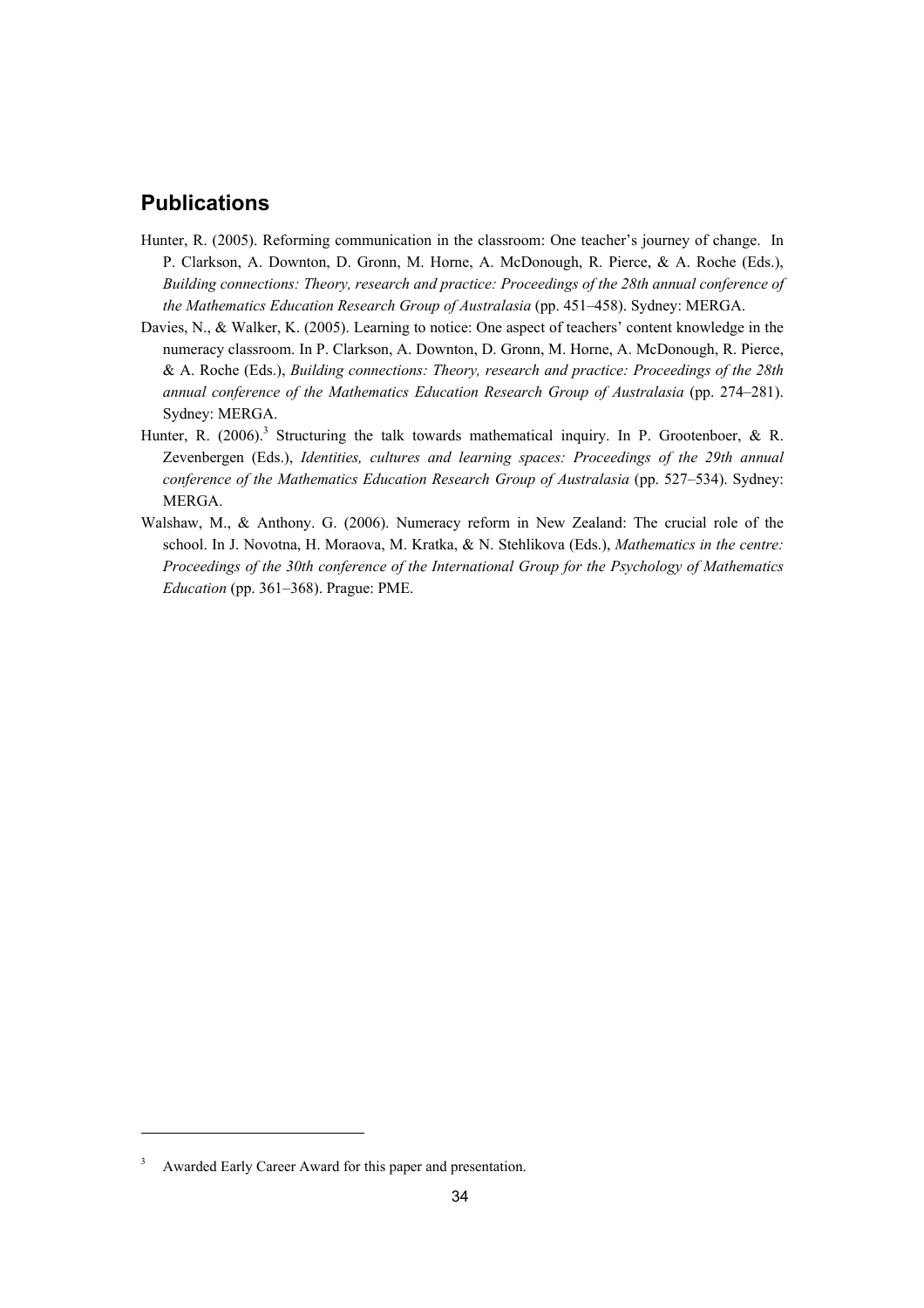## Publications

Hunter, R. (2005). Reforming communication in the classroom: One teacher's journey of change. In P. Clarkson, A. Downton, D. Gronn, M. Horne, A. McDonough, R. Pierce, & A. Roche (Eds.), *Building connections: Theory, research and practice: Proceedings of the 28th annual conference of the Mathematics Education Research Group of Australasia* (pp. 451–458). Sydney: MERGA.

Davies, N., & Walker, K. (2005). Learning to notice: One aspect of teachers' content knowledge in the numeracy classroom. In P. Clarkson, A. Downton, D. Gronn, M. Horne, A. McDonough, R. Pierce, & A. Roche (Eds.), *Building connections: Theory, research and practice: Proceedings of the 28th annual conference of the Mathematics Education Research Group of Australasia* (pp. 274–281). Sydney: MERGA.

Hunter, R. (2006).[3] Structuring the talk towards mathematical inquiry. In P. Grootenboer, & R. Zevenbergen (Eds.), *Identities, cultures and learning spaces: Proceedings of the 29th annual conference of the Mathematics Education Research Group of Australasia* (pp. 527–534). Sydney: MERGA.

Walshaw, M., & Anthony. G. (2006). Numeracy reform in New Zealand: The crucial role of the school. In J. Novotna, H. Moraova, M. Kratka, & N. Stehlikova (Eds.), *Mathematics in the centre: Proceedings of the 30th conference of the International Group for the Psychology of Mathematics Education* (pp. 361–368). Prague: PME.

---

[3] Awarded Early Career Award for this paper and presentation.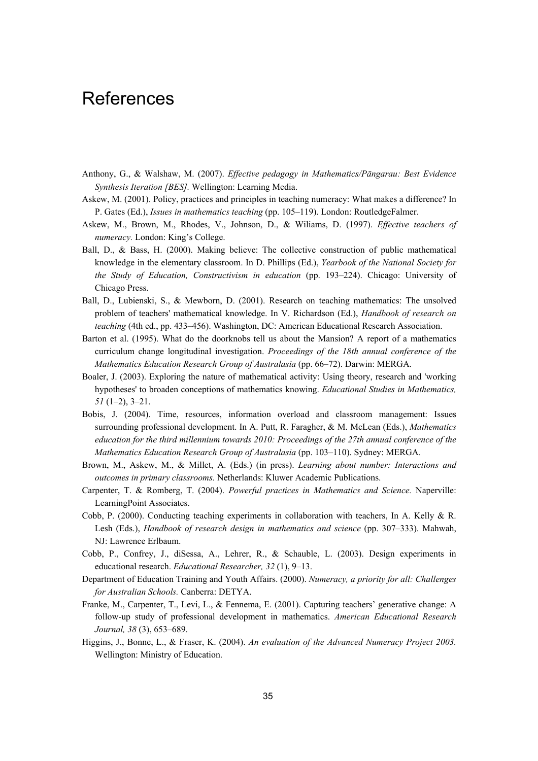# References

Anthony, G., & Walshaw, M. (2007). *Effective pedagogy in Mathematics/Pāngarau: Best Evidence Synthesis Iteration [BES].* Wellington: Learning Media.

Askew, M. (2001). Policy, practices and principles in teaching numeracy: What makes a difference? In P. Gates (Ed.), *Issues in mathematics teaching* (pp. 105–119). London: RoutledgeFalmer.

Askew, M., Brown, M., Rhodes, V., Johnson, D., & Wiliams, D. (1997). *Effective teachers of numeracy.* London: King's College.

Ball, D., & Bass, H. (2000). Making believe: The collective construction of public mathematical knowledge in the elementary classroom. In D. Phillips (Ed.), *Yearbook of the National Society for the Study of Education, Constructivism in education* (pp. 193–224). Chicago: University of Chicago Press.

Ball, D., Lubienski, S., & Mewborn, D. (2001). Research on teaching mathematics: The unsolved problem of teachers' mathematical knowledge. In V. Richardson (Ed.), *Handbook of research on teaching* (4th ed., pp. 433–456). Washington, DC: American Educational Research Association.

Barton et al. (1995). What do the doorknobs tell us about the Mansion? A report of a mathematics curriculum change longitudinal investigation. *Proceedings of the 18th annual conference of the Mathematics Education Research Group of Australasia* (pp. 66–72). Darwin: MERGA.

Boaler, J. (2003). Exploring the nature of mathematical activity: Using theory, research and 'working hypotheses' to broaden conceptions of mathematics knowing. *Educational Studies in Mathematics, 51* (1–2), 3–21.

Bobis, J. (2004). Time, resources, information overload and classroom management: Issues surrounding professional development. In A. Putt, R. Faragher, & M. McLean (Eds.), *Mathematics education for the third millennium towards 2010: Proceedings of the 27th annual conference of the Mathematics Education Research Group of Australasia* (pp. 103–110). Sydney: MERGA.

Brown, M., Askew, M., & Millet, A. (Eds.) (in press). *Learning about number: Interactions and outcomes in primary classrooms.* Netherlands: Kluwer Academic Publications.

Carpenter, T. & Romberg, T. (2004). *Powerful practices in Mathematics and Science.* Naperville: LearningPoint Associates.

Cobb, P. (2000). Conducting teaching experiments in collaboration with teachers, In A. Kelly & R. Lesh (Eds.), *Handbook of research design in mathematics and science* (pp. 307–333). Mahwah, NJ: Lawrence Erlbaum.

Cobb, P., Confrey, J., diSessa, A., Lehrer, R., & Schauble, L. (2003). Design experiments in educational research. *Educational Researcher, 32* (1), 9–13.

Department of Education Training and Youth Affairs. (2000). *Numeracy, a priority for all: Challenges for Australian Schools.* Canberra: DETYA.

Franke, M., Carpenter, T., Levi, L., & Fennema, E. (2001). Capturing teachers' generative change: A follow-up study of professional development in mathematics. *American Educational Research Journal, 38* (3), 653–689.

Higgins, J., Bonne, L., & Fraser, K. (2004). *An evaluation of the Advanced Numeracy Project 2003.* Wellington: Ministry of Education.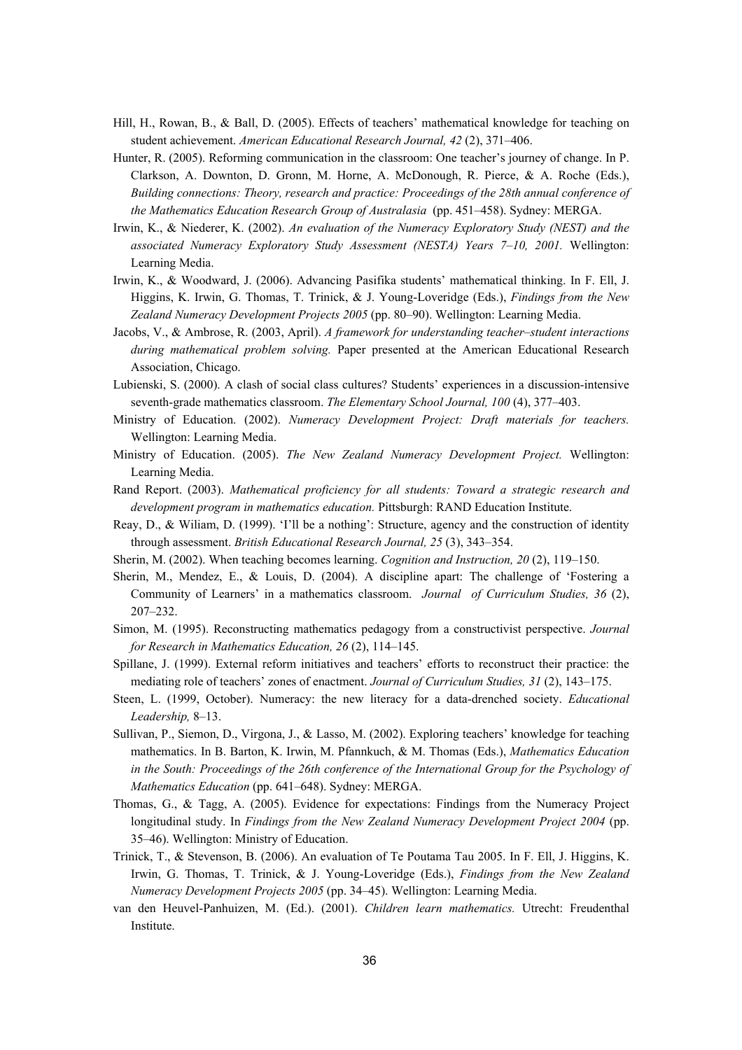Hill, H., Rowan, B., & Ball, D. (2005). Effects of teachers' mathematical knowledge for teaching on student achievement. *American Educational Research Journal, 42* (2), 371–406.

Hunter, R. (2005). Reforming communication in the classroom: One teacher's journey of change. In P. Clarkson, A. Downton, D. Gronn, M. Horne, A. McDonough, R. Pierce, & A. Roche (Eds.), *Building connections: Theory, research and practice: Proceedings of the 28th annual conference of the Mathematics Education Research Group of Australasia* (pp. 451–458). Sydney: MERGA.

Irwin, K., & Niederer, K. (2002). *An evaluation of the Numeracy Exploratory Study (NEST) and the associated Numeracy Exploratory Study Assessment (NESTA) Years 7–10, 2001.* Wellington: Learning Media.

Irwin, K., & Woodward, J. (2006). Advancing Pasifika students' mathematical thinking. In F. Ell, J. Higgins, K. Irwin, G. Thomas, T. Trinick, & J. Young-Loveridge (Eds.), *Findings from the New Zealand Numeracy Development Projects 2005* (pp. 80–90). Wellington: Learning Media.

Jacobs, V., & Ambrose, R. (2003, April). *A framework for understanding teacher–student interactions during mathematical problem solving.* Paper presented at the American Educational Research Association, Chicago.

Lubienski, S. (2000). A clash of social class cultures? Students' experiences in a discussion-intensive seventh-grade mathematics classroom. *The Elementary School Journal, 100* (4), 377–403.

Ministry of Education. (2002). *Numeracy Development Project: Draft materials for teachers.* Wellington: Learning Media.

Ministry of Education. (2005). *The New Zealand Numeracy Development Project.* Wellington: Learning Media.

Rand Report. (2003). *Mathematical proficiency for all students: Toward a strategic research and development program in mathematics education.* Pittsburgh: RAND Education Institute.

Reay, D., & Wiliam, D. (1999). 'I'll be a nothing': Structure, agency and the construction of identity through assessment. *British Educational Research Journal, 25* (3), 343–354.

Sherin, M. (2002). When teaching becomes learning. *Cognition and Instruction, 20* (2), 119–150.

Sherin, M., Mendez, E., & Louis, D. (2004). A discipline apart: The challenge of 'Fostering a Community of Learners' in a mathematics classroom. *Journal of Curriculum Studies, 36* (2), 207–232.

Simon, M. (1995). Reconstructing mathematics pedagogy from a constructivist perspective. *Journal for Research in Mathematics Education, 26* (2), 114–145.

Spillane, J. (1999). External reform initiatives and teachers' efforts to reconstruct their practice: the mediating role of teachers' zones of enactment. *Journal of Curriculum Studies, 31* (2), 143–175.

Steen, L. (1999, October). Numeracy: the new literacy for a data-drenched society. *Educational Leadership,* 8–13.

Sullivan, P., Siemon, D., Virgona, J., & Lasso, M. (2002). Exploring teachers' knowledge for teaching mathematics. In B. Barton, K. Irwin, M. Pfannkuch, & M. Thomas (Eds.), *Mathematics Education in the South: Proceedings of the 26th conference of the International Group for the Psychology of Mathematics Education* (pp. 641–648). Sydney: MERGA.

Thomas, G., & Tagg, A. (2005). Evidence for expectations: Findings from the Numeracy Project longitudinal study. In *Findings from the New Zealand Numeracy Development Project 2004* (pp. 35–46). Wellington: Ministry of Education.

Trinick, T., & Stevenson, B. (2006). An evaluation of Te Poutama Tau 2005. In F. Ell, J. Higgins, K. Irwin, G. Thomas, T. Trinick, & J. Young-Loveridge (Eds.), *Findings from the New Zealand Numeracy Development Projects 2005* (pp. 34–45). Wellington: Learning Media.

van den Heuvel-Panhuizen, M. (Ed.). (2001). *Children learn mathematics.* Utrecht: Freudenthal Institute.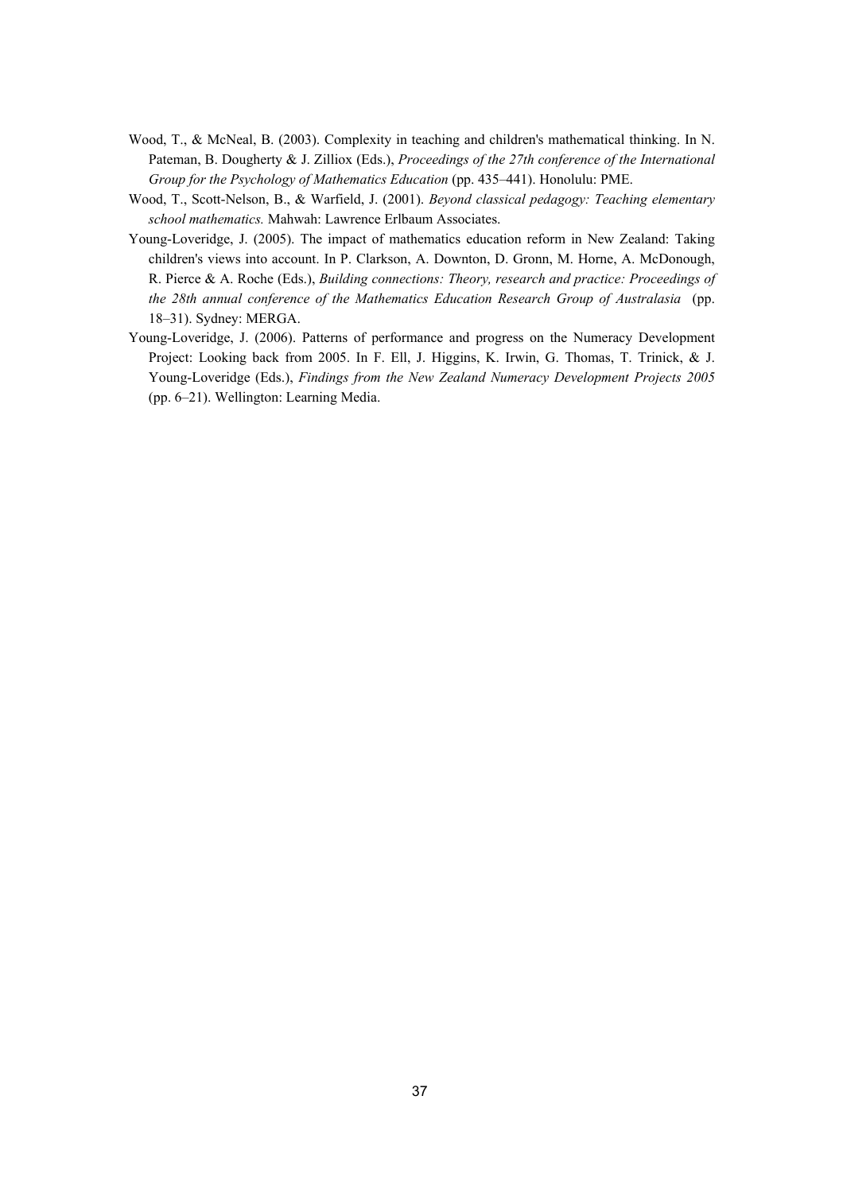Wood, T., & McNeal, B. (2003). Complexity in teaching and children's mathematical thinking. In N. Pateman, B. Dougherty & J. Zilliox (Eds.), *Proceedings of the 27th conference of the International Group for the Psychology of Mathematics Education* (pp. 435–441). Honolulu: PME.

Wood, T., Scott-Nelson, B., & Warfield, J. (2001). *Beyond classical pedagogy: Teaching elementary school mathematics.* Mahwah: Lawrence Erlbaum Associates.

Young-Loveridge, J. (2005). The impact of mathematics education reform in New Zealand: Taking children's views into account. In P. Clarkson, A. Downton, D. Gronn, M. Horne, A. McDonough, R. Pierce & A. Roche (Eds.), *Building connections: Theory, research and practice: Proceedings of the 28th annual conference of the Mathematics Education Research Group of Australasia* (pp. 18–31). Sydney: MERGA.

Young-Loveridge, J. (2006). Patterns of performance and progress on the Numeracy Development Project: Looking back from 2005. In F. Ell, J. Higgins, K. Irwin, G. Thomas, T. Trinick, & J. Young-Loveridge (Eds.), *Findings from the New Zealand Numeracy Development Projects 2005* (pp. 6–21). Wellington: Learning Media.